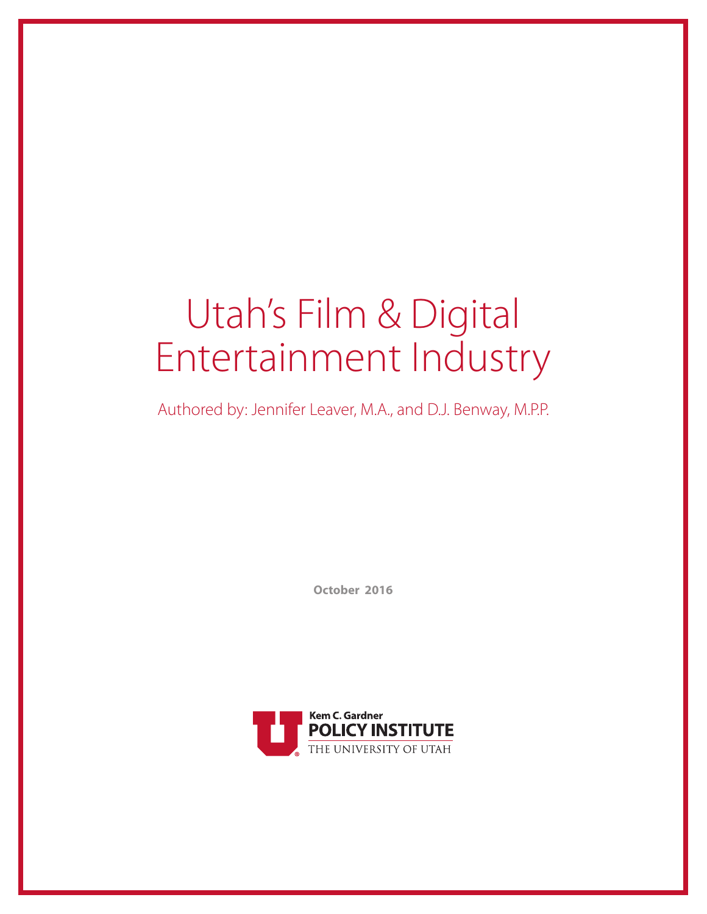# Utah's Film & Digital Entertainment Industry

Authored by: Jennifer Leaver, M.A., and D.J. Benway, M.P.P.

**October 2016**

Kem C. Gardner
POLICY INSTITUTE
THE UNIVERSITY OF UTAH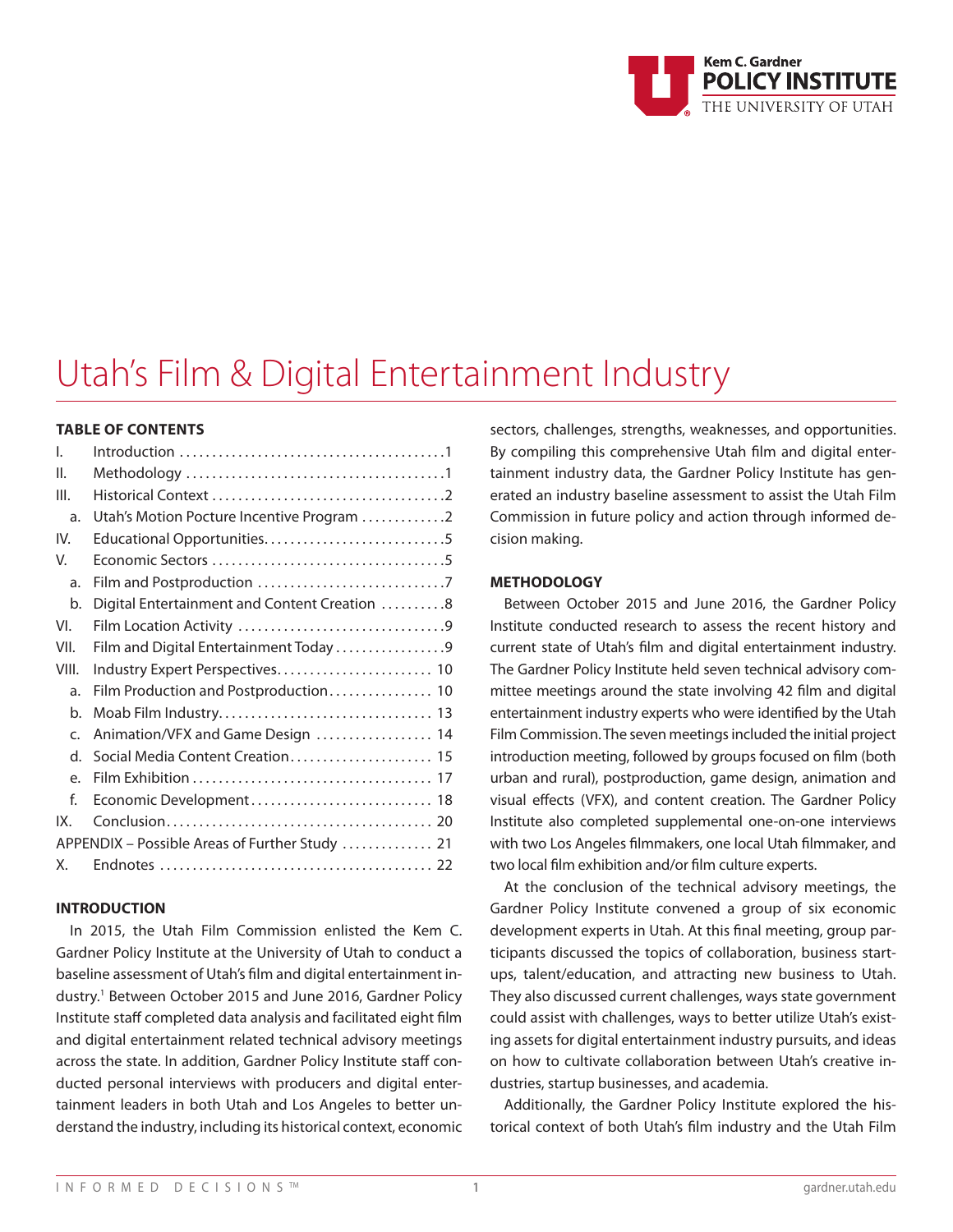# Utah's Film & Digital Entertainment Industry

**TABLE OF CONTENTS**

| | | |
|---|---|---|
| I. | Introduction | 1 |
| II. | Methodology | 1 |
| III. | Historical Context | 2 |
| a. | Utah's Motion Pocture Incentive Program | 2 |
| IV. | Educational Opportunities | 5 |
| V. | Economic Sectors | 5 |
| a. | Film and Postproduction | 7 |
| b. | Digital Entertainment and Content Creation | 8 |
| VI. | Film Location Activity | 9 |
| VII. | Film and Digital Entertainment Today | 9 |
| VIII. | Industry Expert Perspectives | 10 |
| a. | Film Production and Postproduction | 10 |
| b. | Moab Film Industry | 13 |
| c. | Animation/VFX and Game Design | 14 |
| d. | Social Media Content Creation | 15 |
| e. | Film Exhibition | 17 |
| f. | Economic Development | 18 |
| IX. | Conclusion | 20 |
| | APPENDIX – Possible Areas of Further Study | 21 |
| X. | Endnotes | 22 |

## INTRODUCTION

In 2015, the Utah Film Commission enlisted the Kem C. Gardner Policy Institute at the University of Utah to conduct a baseline assessment of Utah's film and digital entertainment industry.[1] Between October 2015 and June 2016, Gardner Policy Institute staff completed data analysis and facilitated eight film and digital entertainment related technical advisory meetings across the state. In addition, Gardner Policy Institute staff conducted personal interviews with producers and digital entertainment leaders in both Utah and Los Angeles to better understand the industry, including its historical context, economic sectors, challenges, strengths, weaknesses, and opportunities. By compiling this comprehensive Utah film and digital entertainment industry data, the Gardner Policy Institute has generated an industry baseline assessment to assist the Utah Film Commission in future policy and action through informed decision making.

## METHODOLOGY

Between October 2015 and June 2016, the Gardner Policy Institute conducted research to assess the recent history and current state of Utah's film and digital entertainment industry. The Gardner Policy Institute held seven technical advisory committee meetings around the state involving 42 film and digital entertainment industry experts who were identified by the Utah Film Commission. The seven meetings included the initial project introduction meeting, followed by groups focused on film (both urban and rural), postproduction, game design, animation and visual effects (VFX), and content creation. The Gardner Policy Institute also completed supplemental one-on-one interviews with two Los Angeles filmmakers, one local Utah filmmaker, and two local film exhibition and/or film culture experts.

At the conclusion of the technical advisory meetings, the Gardner Policy Institute convened a group of six economic development experts in Utah. At this final meeting, group participants discussed the topics of collaboration, business startups, talent/education, and attracting new business to Utah. They also discussed current challenges, ways state government could assist with challenges, ways to better utilize Utah's existing assets for digital entertainment industry pursuits, and ideas on how to cultivate collaboration between Utah's creative industries, startup businesses, and academia.

Additionally, the Gardner Policy Institute explored the historical context of both Utah's film industry and the Utah Film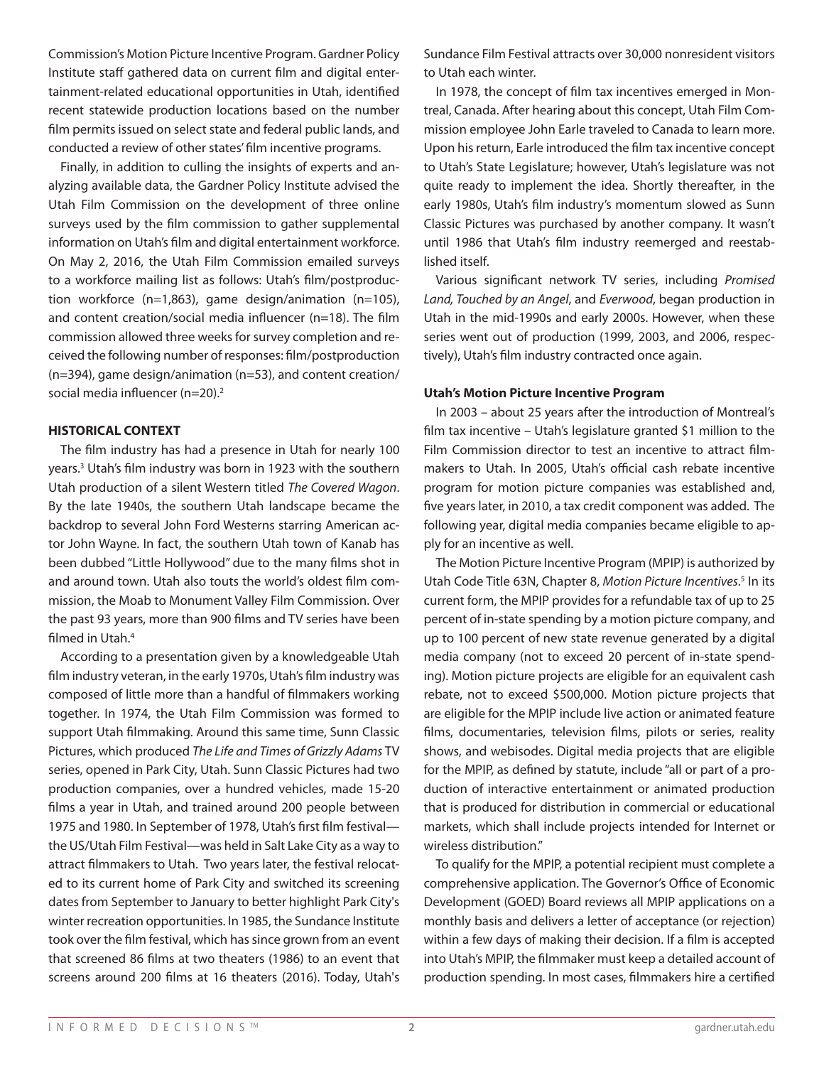Commission's Motion Picture Incentive Program. Gardner Policy Institute staff gathered data on current film and digital entertainment-related educational opportunities in Utah, identified recent statewide production locations based on the number film permits issued on select state and federal public lands, and conducted a review of other states' film incentive programs.

Finally, in addition to culling the insights of experts and analyzing available data, the Gardner Policy Institute advised the Utah Film Commission on the development of three online surveys used by the film commission to gather supplemental information on Utah's film and digital entertainment workforce. On May 2, 2016, the Utah Film Commission emailed surveys to a workforce mailing list as follows: Utah's film/postproduction workforce (n=1,863), game design/animation (n=105), and content creation/social media influencer (n=18). The film commission allowed three weeks for survey completion and received the following number of responses: film/postproduction (n=394), game design/animation (n=53), and content creation/social media influencer (n=20).[2]

## HISTORICAL CONTEXT

The film industry has had a presence in Utah for nearly 100 years.[3] Utah's film industry was born in 1923 with the southern Utah production of a silent Western titled *The Covered Wagon*. By the late 1940s, the southern Utah landscape became the backdrop to several John Ford Westerns starring American actor John Wayne. In fact, the southern Utah town of Kanab has been dubbed "Little Hollywood" due to the many films shot in and around town. Utah also touts the world's oldest film commission, the Moab to Monument Valley Film Commission. Over the past 93 years, more than 900 films and TV series have been filmed in Utah.[4]

According to a presentation given by a knowledgeable Utah film industry veteran, in the early 1970s, Utah's film industry was composed of little more than a handful of filmmakers working together. In 1974, the Utah Film Commission was formed to support Utah filmmaking. Around this same time, Sunn Classic Pictures, which produced *The Life and Times of Grizzly Adams* TV series, opened in Park City, Utah. Sunn Classic Pictures had two production companies, over a hundred vehicles, made 15-20 films a year in Utah, and trained around 200 people between 1975 and 1980. In September of 1978, Utah's first film festival—the US/Utah Film Festival—was held in Salt Lake City as a way to attract filmmakers to Utah. Two years later, the festival relocated to its current home of Park City and switched its screening dates from September to January to better highlight Park City's winter recreation opportunities. In 1985, the Sundance Institute took over the film festival, which has since grown from an event that screened 86 films at two theaters (1986) to an event that screens around 200 films at 16 theaters (2016). Today, Utah's Sundance Film Festival attracts over 30,000 nonresident visitors to Utah each winter.

In 1978, the concept of film tax incentives emerged in Montreal, Canada. After hearing about this concept, Utah Film Commission employee John Earle traveled to Canada to learn more. Upon his return, Earle introduced the film tax incentive concept to Utah's State Legislature; however, Utah's legislature was not quite ready to implement the idea. Shortly thereafter, in the early 1980s, Utah's film industry's momentum slowed as Sunn Classic Pictures was purchased by another company. It wasn't until 1986 that Utah's film industry reemerged and reestablished itself.

Various significant network TV series, including *Promised Land, Touched by an Angel*, and *Everwood*, began production in Utah in the mid-1990s and early 2000s. However, when these series went out of production (1999, 2003, and 2006, respectively), Utah's film industry contracted once again.

### Utah's Motion Picture Incentive Program

In 2003 – about 25 years after the introduction of Montreal's film tax incentive – Utah's legislature granted $1 million to the Film Commission director to test an incentive to attract filmmakers to Utah. In 2005, Utah's official cash rebate incentive program for motion picture companies was established and, five years later, in 2010, a tax credit component was added. The following year, digital media companies became eligible to apply for an incentive as well.

The Motion Picture Incentive Program (MPIP) is authorized by Utah Code Title 63N, Chapter 8, *Motion Picture Incentives*.[5] In its current form, the MPIP provides for a refundable tax of up to 25 percent of in-state spending by a motion picture company, and up to 100 percent of new state revenue generated by a digital media company (not to exceed 20 percent of in-state spending). Motion picture projects are eligible for an equivalent cash rebate, not to exceed $500,000. Motion picture projects that are eligible for the MPIP include live action or animated feature films, documentaries, television films, pilots or series, reality shows, and webisodes. Digital media projects that are eligible for the MPIP, as defined by statute, include "all or part of a production of interactive entertainment or animated production that is produced for distribution in commercial or educational markets, which shall include projects intended for Internet or wireless distribution."

To qualify for the MPIP, a potential recipient must complete a comprehensive application. The Governor's Office of Economic Development (GOED) Board reviews all MPIP applications on a monthly basis and delivers a letter of acceptance (or rejection) within a few days of making their decision. If a film is accepted into Utah's MPIP, the filmmaker must keep a detailed account of production spending. In most cases, filmmakers hire a certified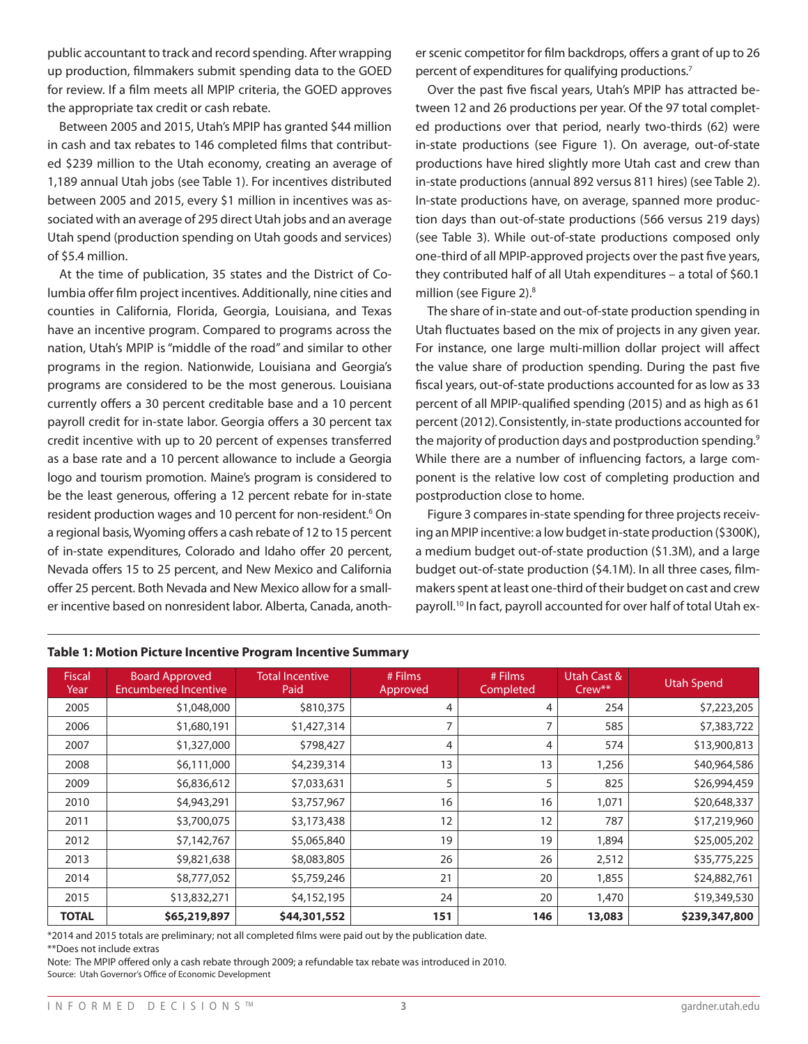public accountant to track and record spending. After wrapping up production, filmmakers submit spending data to the GOED for review. If a film meets all MPIP criteria, the GOED approves the appropriate tax credit or cash rebate.

Between 2005 and 2015, Utah's MPIP has granted $44 million in cash and tax rebates to 146 completed films that contributed $239 million to the Utah economy, creating an average of 1,189 annual Utah jobs (see Table 1). For incentives distributed between 2005 and 2015, every $1 million in incentives was associated with an average of 295 direct Utah jobs and an average Utah spend (production spending on Utah goods and services) of $5.4 million.

At the time of publication, 35 states and the District of Columbia offer film project incentives. Additionally, nine cities and counties in California, Florida, Georgia, Louisiana, and Texas have an incentive program. Compared to programs across the nation, Utah's MPIP is "middle of the road" and similar to other programs in the region. Nationwide, Louisiana and Georgia's programs are considered to be the most generous. Louisiana currently offers a 30 percent creditable base and a 10 percent payroll credit for in-state labor. Georgia offers a 30 percent tax credit incentive with up to 20 percent of expenses transferred as a base rate and a 10 percent allowance to include a Georgia logo and tourism promotion. Maine's program is considered to be the least generous, offering a 12 percent rebate for in-state resident production wages and 10 percent for non-resident.[6] On a regional basis, Wyoming offers a cash rebate of 12 to 15 percent of in-state expenditures, Colorado and Idaho offer 20 percent, Nevada offers 15 to 25 percent, and New Mexico and California offer 25 percent. Both Nevada and New Mexico allow for a smaller incentive based on nonresident labor. Alberta, Canada, another scenic competitor for film backdrops, offers a grant of up to 26 percent of expenditures for qualifying productions.[7]

Over the past five fiscal years, Utah's MPIP has attracted between 12 and 26 productions per year. Of the 97 total completed productions over that period, nearly two-thirds (62) were in-state productions (see Figure 1). On average, out-of-state productions have hired slightly more Utah cast and crew than in-state productions (annual 892 versus 811 hires) (see Table 2). In-state productions have, on average, spanned more production days than out-of-state productions (566 versus 219 days) (see Table 3). While out-of-state productions composed only one-third of all MPIP-approved projects over the past five years, they contributed half of all Utah expenditures – a total of $60.1 million (see Figure 2).[8]

The share of in-state and out-of-state production spending in Utah fluctuates based on the mix of projects in any given year. For instance, one large multi-million dollar project will affect the value share of production spending. During the past five fiscal years, out-of-state productions accounted for as low as 33 percent of all MPIP-qualified spending (2015) and as high as 61 percent (2012). Consistently, in-state productions accounted for the majority of production days and postproduction spending.[9] While there are a number of influencing factors, a large component is the relative low cost of completing production and postproduction close to home.

Figure 3 compares in-state spending for three projects receiving an MPIP incentive: a low budget in-state production ($300K), a medium budget out-of-state production ($1.3M), and a large budget out-of-state production ($4.1M). In all three cases, filmmakers spent at least one-third of their budget on cast and crew payroll.[10] In fact, payroll accounted for over half of total Utah ex-

**Table 1: Motion Picture Incentive Program Incentive Summary**

| Fiscal Year | Board Approved Encumbered Incentive | Total Incentive Paid | # Films Approved | # Films Completed | Utah Cast & Crew** | Utah Spend |
|---|---|---|---|---|---|---|
| 2005 | $1,048,000 | $810,375 | 4 | 4 | 254 | $7,223,205 |
| 2006 | $1,680,191 | $1,427,314 | 7 | 7 | 585 | $7,383,722 |
| 2007 | $1,327,000 | $798,427 | 4 | 4 | 574 | $13,900,813 |
| 2008 | $6,111,000 | $4,239,314 | 13 | 13 | 1,256 | $40,964,586 |
| 2009 | $6,836,612 | $7,033,631 | 5 | 5 | 825 | $26,994,459 |
| 2010 | $4,943,291 | $3,757,967 | 16 | 16 | 1,071 | $20,648,337 |
| 2011 | $3,700,075 | $3,173,438 | 12 | 12 | 787 | $17,219,960 |
| 2012 | $7,142,767 | $5,065,840 | 19 | 19 | 1,894 | $25,005,202 |
| 2013 | $9,821,638 | $8,083,805 | 26 | 26 | 2,512 | $35,775,225 |
| 2014 | $8,777,052 | $5,759,246 | 21 | 20 | 1,855 | $24,882,761 |
| 2015 | $13,832,271 | $4,152,195 | 24 | 20 | 1,470 | $19,349,530 |
| **TOTAL** | **$65,219,897** | **$44,301,552** | **151** | **146** | **13,083** | **$239,347,800** |

*2014 and 2015 totals are preliminary; not all completed films were paid out by the publication date.

**Does not include extras

Note: The MPIP offered only a cash rebate through 2009; a refundable tax rebate was introduced in 2010.

Source: Utah Governor's Office of Economic Development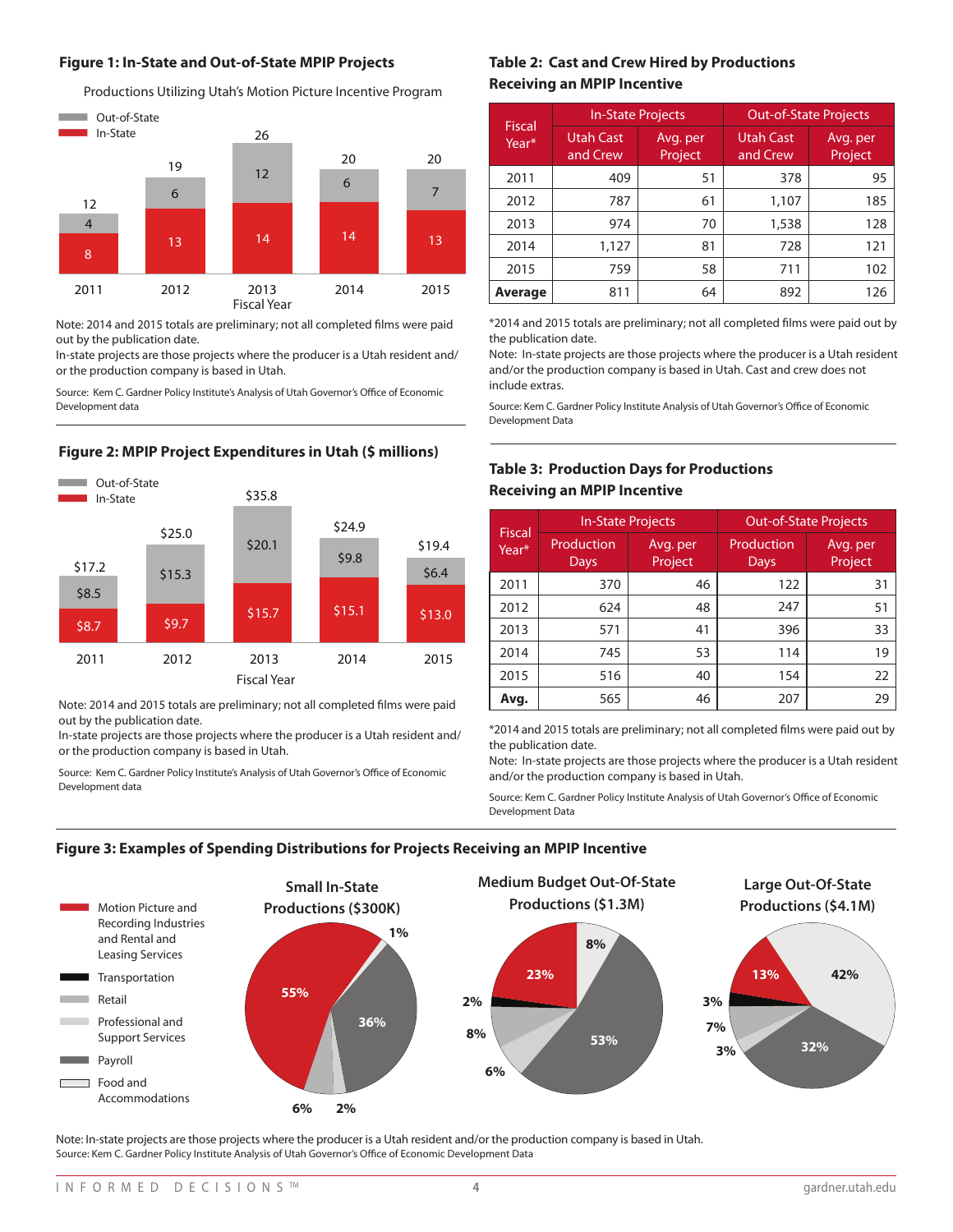### Figure 1: In-State and Out-of-State MPIP Projects

Productions Utilizing Utah's Motion Picture Incentive Program

| Fiscal Year | In-State | Out-of-State | Total |
|---|---|---|---|
| 2011 | 8 | 4 | 12 |
| 2012 | 13 | 6 | 19 |
| 2013 | 14 | 12 | 26 |
| 2014 | 14 | 6 | 20 |
| 2015 | 13 | 7 | 20 |

Note: 2014 and 2015 totals are preliminary; not all completed films were paid out by the publication date.
In-state projects are those projects where the producer is a Utah resident and/or the production company is based in Utah.

Source: Kem C. Gardner Policy Institute's Analysis of Utah Governor's Office of Economic Development data

### Figure 2: MPIP Project Expenditures in Utah ($ millions)

| Fiscal Year | In-State | Out-of-State | Total |
|---|---|---|---|
| 2011 | $8.7 | $8.5 | $17.2 |
| 2012 | $9.7 | $15.3 | $25.0 |
| 2013 | $15.7 | $20.1 | $35.8 |
| 2014 | $15.1 | $9.8 | $24.9 |
| 2015 | $13.0 | $6.4 | $19.4 |

Note: 2014 and 2015 totals are preliminary; not all completed films were paid out by the publication date.
In-state projects are those projects where the producer is a Utah resident and/or the production company is based in Utah.

Source: Kem C. Gardner Policy Institute's Analysis of Utah Governor's Office of Economic Development data

### Table 2: Cast and Crew Hired by Productions Receiving an MPIP Incentive

| Fiscal Year* | In-State Projects | | Out-of-State Projects | |
|---|---|---|---|---|
| | Utah Cast and Crew | Avg. per Project | Utah Cast and Crew | Avg. per Project |
| 2011 | 409 | 51 | 378 | 95 |
| 2012 | 787 | 61 | 1,107 | 185 |
| 2013 | 974 | 70 | 1,538 | 128 |
| 2014 | 1,127 | 81 | 728 | 121 |
| 2015 | 759 | 58 | 711 | 102 |
| **Average** | 811 | 64 | 892 | 126 |

*2014 and 2015 totals are preliminary; not all completed films were paid out by the publication date.
Note: In-state projects are those projects where the producer is a Utah resident and/or the production company is based in Utah. Cast and crew does not include extras.

Source: Kem C. Gardner Policy Institute Analysis of Utah Governor's Office of Economic Development Data

### Table 3: Production Days for Productions Receiving an MPIP Incentive

| Fiscal Year* | In-State Projects | | Out-of-State Projects | |
|---|---|---|---|---|
| | Production Days | Avg. per Project | Production Days | Avg. per Project |
| 2011 | 370 | 46 | 122 | 31 |
| 2012 | 624 | 48 | 247 | 51 |
| 2013 | 571 | 41 | 396 | 33 |
| 2014 | 745 | 53 | 114 | 19 |
| 2015 | 516 | 40 | 154 | 22 |
| **Avg.** | 565 | 46 | 207 | 29 |

*2014 and 2015 totals are preliminary; not all completed films were paid out by the publication date.
Note: In-state projects are those projects where the producer is a Utah resident and/or the production company is based in Utah.

Source: Kem C. Gardner Policy Institute Analysis of Utah Governor's Office of Economic Development Data

### Figure 3: Examples of Spending Distributions for Projects Receiving an MPIP Incentive

| Category | Small In-State Productions ($300K) | Medium Budget Out-Of-State Productions ($1.3M) | Large Out-Of-State Productions ($4.1M) |
|---|---|---|---|
| Motion Picture and Recording Industries and Rental and Leasing Services | 55% | 23% | 13% |
| Transportation | | 2% | 3% |
| Retail | 6% | 8% | 7% |
| Professional and Support Services | 2% | 6% | 3% |
| Payroll | 36% | 53% | 32% |
| Food and Accommodations | 1% | 8% | 42% |

Note: In-state projects are those projects where the producer is a Utah resident and/or the production company is based in Utah.
Source: Kem C. Gardner Policy Institute Analysis of Utah Governor's Office of Economic Development Data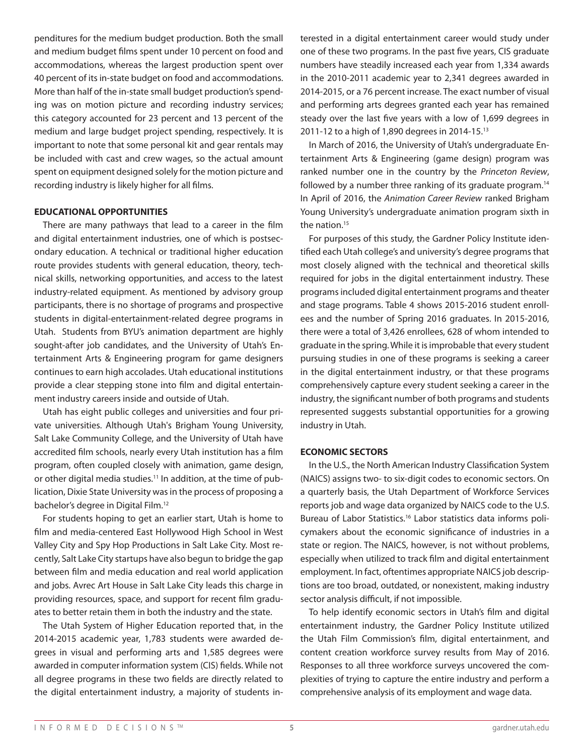penditures for the medium budget production. Both the small and medium budget films spent under 10 percent on food and accommodations, whereas the largest production spent over 40 percent of its in-state budget on food and accommodations. More than half of the in-state small budget production's spending was on motion picture and recording industry services; this category accounted for 23 percent and 13 percent of the medium and large budget project spending, respectively. It is important to note that some personal kit and gear rentals may be included with cast and crew wages, so the actual amount spent on equipment designed solely for the motion picture and recording industry is likely higher for all films.

## EDUCATIONAL OPPORTUNITIES

There are many pathways that lead to a career in the film and digital entertainment industries, one of which is postsecondary education. A technical or traditional higher education route provides students with general education, theory, technical skills, networking opportunities, and access to the latest industry-related equipment. As mentioned by advisory group participants, there is no shortage of programs and prospective students in digital-entertainment-related degree programs in Utah. Students from BYU's animation department are highly sought-after job candidates, and the University of Utah's Entertainment Arts & Engineering program for game designers continues to earn high accolades. Utah educational institutions provide a clear stepping stone into film and digital entertainment industry careers inside and outside of Utah.

Utah has eight public colleges and universities and four private universities. Although Utah's Brigham Young University, Salt Lake Community College, and the University of Utah have accredited film schools, nearly every Utah institution has a film program, often coupled closely with animation, game design, or other digital media studies.[11] In addition, at the time of publication, Dixie State University was in the process of proposing a bachelor's degree in Digital Film.[12]

For students hoping to get an earlier start, Utah is home to film and media-centered East Hollywood High School in West Valley City and Spy Hop Productions in Salt Lake City. Most recently, Salt Lake City startups have also begun to bridge the gap between film and media education and real world application and jobs. Avrec Art House in Salt Lake City leads this charge in providing resources, space, and support for recent film graduates to better retain them in both the industry and the state.

The Utah System of Higher Education reported that, in the 2014-2015 academic year, 1,783 students were awarded degrees in visual and performing arts and 1,585 degrees were awarded in computer information system (CIS) fields. While not all degree programs in these two fields are directly related to the digital entertainment industry, a majority of students interested in a digital entertainment career would study under one of these two programs. In the past five years, CIS graduate numbers have steadily increased each year from 1,334 awards in the 2010-2011 academic year to 2,341 degrees awarded in 2014-2015, or a 76 percent increase. The exact number of visual and performing arts degrees granted each year has remained steady over the last five years with a low of 1,699 degrees in 2011-12 to a high of 1,890 degrees in 2014-15.[13]

In March of 2016, the University of Utah's undergraduate Entertainment Arts & Engineering (game design) program was ranked number one in the country by the *Princeton Review*, followed by a number three ranking of its graduate program.[14] In April of 2016, the *Animation Career Review* ranked Brigham Young University's undergraduate animation program sixth in the nation.[15]

For purposes of this study, the Gardner Policy Institute identified each Utah college's and university's degree programs that most closely aligned with the technical and theoretical skills required for jobs in the digital entertainment industry. These programs included digital entertainment programs and theater and stage programs. Table 4 shows 2015-2016 student enrollees and the number of Spring 2016 graduates. In 2015-2016, there were a total of 3,426 enrollees, 628 of whom intended to graduate in the spring. While it is improbable that every student pursuing studies in one of these programs is seeking a career in the digital entertainment industry, or that these programs comprehensively capture every student seeking a career in the industry, the significant number of both programs and students represented suggests substantial opportunities for a growing industry in Utah.

## ECONOMIC SECTORS

In the U.S., the North American Industry Classification System (NAICS) assigns two- to six-digit codes to economic sectors. On a quarterly basis, the Utah Department of Workforce Services reports job and wage data organized by NAICS code to the U.S. Bureau of Labor Statistics.[16] Labor statistics data informs policymakers about the economic significance of industries in a state or region. The NAICS, however, is not without problems, especially when utilized to track film and digital entertainment employment. In fact, oftentimes appropriate NAICS job descriptions are too broad, outdated, or nonexistent, making industry sector analysis difficult, if not impossible.

To help identify economic sectors in Utah's film and digital entertainment industry, the Gardner Policy Institute utilized the Utah Film Commission's film, digital entertainment, and content creation workforce survey results from May of 2016. Responses to all three workforce surveys uncovered the complexities of trying to capture the entire industry and perform a comprehensive analysis of its employment and wage data.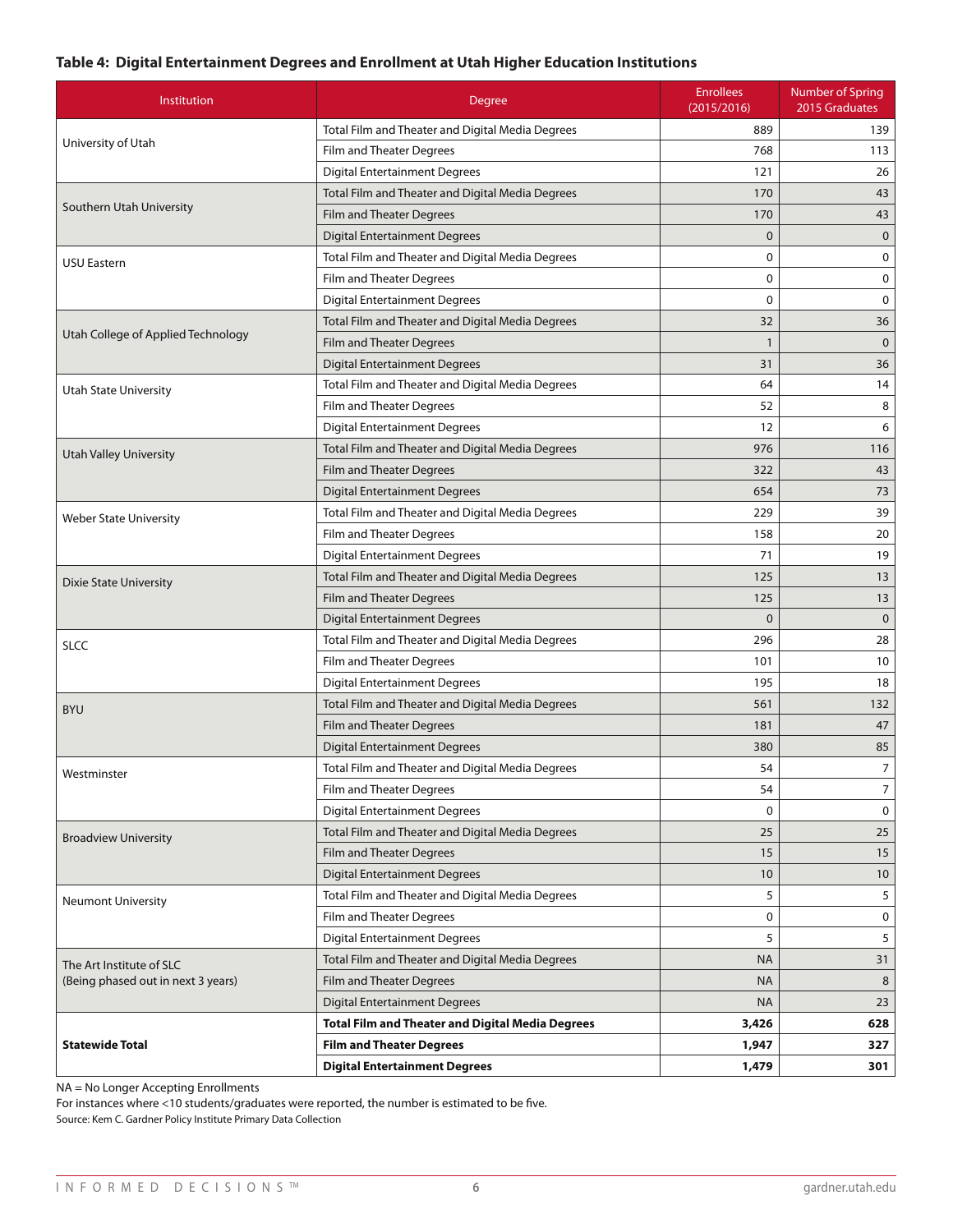**Table 4: Digital Entertainment Degrees and Enrollment at Utah Higher Education Institutions**

| Institution | Degree | Enrollees (2015/2016) | Number of Spring 2015 Graduates |
|---|---|---|---|
| University of Utah | Total Film and Theater and Digital Media Degrees | 889 | 139 |
| | Film and Theater Degrees | 768 | 113 |
| | Digital Entertainment Degrees | 121 | 26 |
| Southern Utah University | Total Film and Theater and Digital Media Degrees | 170 | 43 |
| | Film and Theater Degrees | 170 | 43 |
| | Digital Entertainment Degrees | 0 | 0 |
| USU Eastern | Total Film and Theater and Digital Media Degrees | 0 | 0 |
| | Film and Theater Degrees | 0 | 0 |
| | Digital Entertainment Degrees | 0 | 0 |
| Utah College of Applied Technology | Total Film and Theater and Digital Media Degrees | 32 | 36 |
| | Film and Theater Degrees | 1 | 0 |
| | Digital Entertainment Degrees | 31 | 36 |
| Utah State University | Total Film and Theater and Digital Media Degrees | 64 | 14 |
| | Film and Theater Degrees | 52 | 8 |
| | Digital Entertainment Degrees | 12 | 6 |
| Utah Valley University | Total Film and Theater and Digital Media Degrees | 976 | 116 |
| | Film and Theater Degrees | 322 | 43 |
| | Digital Entertainment Degrees | 654 | 73 |
| Weber State University | Total Film and Theater and Digital Media Degrees | 229 | 39 |
| | Film and Theater Degrees | 158 | 20 |
| | Digital Entertainment Degrees | 71 | 19 |
| Dixie State University | Total Film and Theater and Digital Media Degrees | 125 | 13 |
| | Film and Theater Degrees | 125 | 13 |
| | Digital Entertainment Degrees | 0 | 0 |
| SLCC | Total Film and Theater and Digital Media Degrees | 296 | 28 |
| | Film and Theater Degrees | 101 | 10 |
| | Digital Entertainment Degrees | 195 | 18 |
| BYU | Total Film and Theater and Digital Media Degrees | 561 | 132 |
| | Film and Theater Degrees | 181 | 47 |
| | Digital Entertainment Degrees | 380 | 85 |
| Westminster | Total Film and Theater and Digital Media Degrees | 54 | 7 |
| | Film and Theater Degrees | 54 | 7 |
| | Digital Entertainment Degrees | 0 | 0 |
| Broadview University | Total Film and Theater and Digital Media Degrees | 25 | 25 |
| | Film and Theater Degrees | 15 | 15 |
| | Digital Entertainment Degrees | 10 | 10 |
| Neumont University | Total Film and Theater and Digital Media Degrees | 5 | 5 |
| | Film and Theater Degrees | 0 | 0 |
| | Digital Entertainment Degrees | 5 | 5 |
| The Art Institute of SLC (Being phased out in next 3 years) | Total Film and Theater and Digital Media Degrees | NA | 31 |
| | Film and Theater Degrees | NA | 8 |
| | Digital Entertainment Degrees | NA | 23 |
| **Statewide Total** | **Total Film and Theater and Digital Media Degrees** | **3,426** | **628** |
| | **Film and Theater Degrees** | **1,947** | **327** |
| | **Digital Entertainment Degrees** | **1,479** | **301** |

NA = No Longer Accepting Enrollments

For instances where <10 students/graduates were reported, the number is estimated to be five.

Source: Kem C. Gardner Policy Institute Primary Data Collection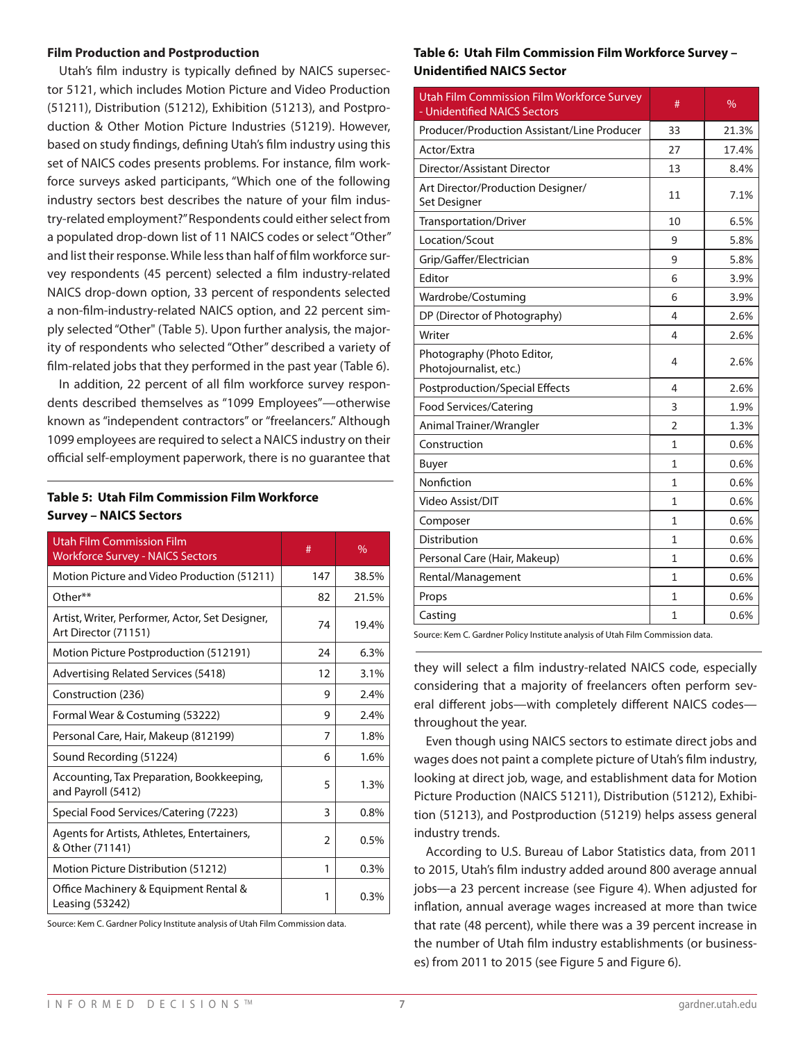### Film Production and Postproduction

Utah's film industry is typically defined by NAICS supersector 5121, which includes Motion Picture and Video Production (51211), Distribution (51212), Exhibition (51213), and Postproduction & Other Motion Picture Industries (51219). However, based on study findings, defining Utah's film industry using this set of NAICS codes presents problems. For instance, film workforce surveys asked participants, "Which one of the following industry sectors best describes the nature of your film industry-related employment?" Respondents could either select from a populated drop-down list of 11 NAICS codes or select "Other" and list their response. While less than half of film workforce survey respondents (45 percent) selected a film industry-related NAICS drop-down option, 33 percent of respondents selected a non-film-industry-related NAICS option, and 22 percent simply selected "Other" (Table 5). Upon further analysis, the majority of respondents who selected "Other" described a variety of film-related jobs that they performed in the past year (Table 6).

In addition, 22 percent of all film workforce survey respondents described themselves as "1099 Employees"—otherwise known as "independent contractors" or "freelancers." Although 1099 employees are required to select a NAICS industry on their official self-employment paperwork, there is no guarantee that they will select a film industry-related NAICS code, especially considering that a majority of freelancers often perform several different jobs—with completely different NAICS codes—throughout the year.

Even though using NAICS sectors to estimate direct jobs and wages does not paint a complete picture of Utah's film industry, looking at direct job, wage, and establishment data for Motion Picture Production (NAICS 51211), Distribution (51212), Exhibition (51213), and Postproduction (51219) helps assess general industry trends.

According to U.S. Bureau of Labor Statistics data, from 2011 to 2015, Utah's film industry added around 800 average annual jobs—a 23 percent increase (see Figure 4). When adjusted for inflation, annual average wages increased at more than twice that rate (48 percent), while there was a 39 percent increase in the number of Utah film industry establishments (or businesses) from 2011 to 2015 (see Figure 5 and Figure 6).

**Table 5: Utah Film Commission Film Workforce Survey – NAICS Sectors**

| Utah Film Commission Film Workforce Survey - NAICS Sectors | # | % |
|---|---|---|
| Motion Picture and Video Production (51211) | 147 | 38.5% |
| Other** | 82 | 21.5% |
| Artist, Writer, Performer, Actor, Set Designer, Art Director (71151) | 74 | 19.4% |
| Motion Picture Postproduction (512191) | 24 | 6.3% |
| Advertising Related Services (5418) | 12 | 3.1% |
| Construction (236) | 9 | 2.4% |
| Formal Wear & Costuming (53222) | 9 | 2.4% |
| Personal Care, Hair, Makeup (812199) | 7 | 1.8% |
| Sound Recording (51224) | 6 | 1.6% |
| Accounting, Tax Preparation, Bookkeeping, and Payroll (5412) | 5 | 1.3% |
| Special Food Services/Catering (7223) | 3 | 0.8% |
| Agents for Artists, Athletes, Entertainers, & Other (71141) | 2 | 0.5% |
| Motion Picture Distribution (51212) | 1 | 0.3% |
| Office Machinery & Equipment Rental & Leasing (53242) | 1 | 0.3% |

Source: Kem C. Gardner Policy Institute analysis of Utah Film Commission data.

**Table 6: Utah Film Commission Film Workforce Survey – Unidentified NAICS Sector**

| Utah Film Commission Film Workforce Survey - Unidentified NAICS Sectors | # | % |
|---|---|---|
| Producer/Production Assistant/Line Producer | 33 | 21.3% |
| Actor/Extra | 27 | 17.4% |
| Director/Assistant Director | 13 | 8.4% |
| Art Director/Production Designer/ Set Designer | 11 | 7.1% |
| Transportation/Driver | 10 | 6.5% |
| Location/Scout | 9 | 5.8% |
| Grip/Gaffer/Electrician | 9 | 5.8% |
| Editor | 6 | 3.9% |
| Wardrobe/Costuming | 6 | 3.9% |
| DP (Director of Photography) | 4 | 2.6% |
| Writer | 4 | 2.6% |
| Photography (Photo Editor, Photojournalist, etc.) | 4 | 2.6% |
| Postproduction/Special Effects | 4 | 2.6% |
| Food Services/Catering | 3 | 1.9% |
| Animal Trainer/Wrangler | 2 | 1.3% |
| Construction | 1 | 0.6% |
| Buyer | 1 | 0.6% |
| Nonfiction | 1 | 0.6% |
| Video Assist/DIT | 1 | 0.6% |
| Composer | 1 | 0.6% |
| Distribution | 1 | 0.6% |
| Personal Care (Hair, Makeup) | 1 | 0.6% |
| Rental/Management | 1 | 0.6% |
| Props | 1 | 0.6% |
| Casting | 1 | 0.6% |

Source: Kem C. Gardner Policy Institute analysis of Utah Film Commission data.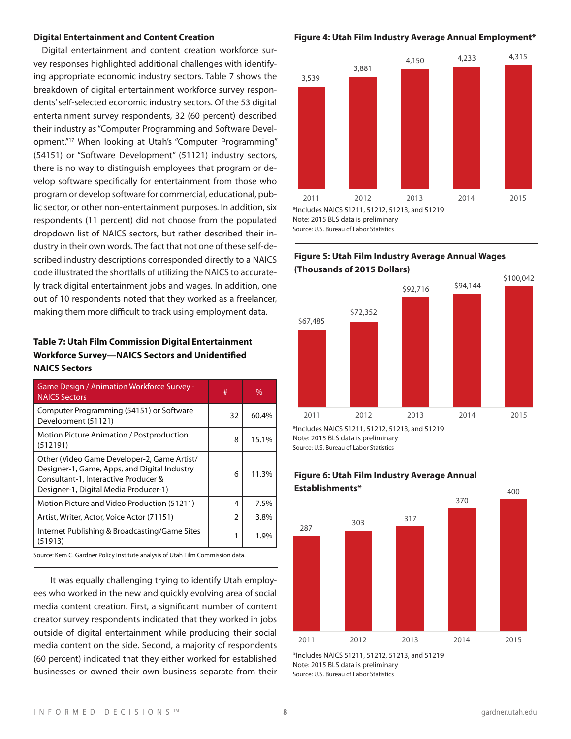### Digital Entertainment and Content Creation

Digital entertainment and content creation workforce survey responses highlighted additional challenges with identifying appropriate economic industry sectors. Table 7 shows the breakdown of digital entertainment workforce survey respondents' self-selected economic industry sectors. Of the 53 digital entertainment survey respondents, 32 (60 percent) described their industry as "Computer Programming and Software Development."[17] When looking at Utah's "Computer Programming" (54151) or "Software Development" (51121) industry sectors, there is no way to distinguish employees that program or develop software specifically for entertainment from those who program or develop software for commercial, educational, public sector, or other non-entertainment purposes. In addition, six respondents (11 percent) did not choose from the populated dropdown list of NAICS sectors, but rather described their industry in their own words. The fact that not one of these self-described industry descriptions corresponded directly to a NAICS code illustrated the shortfalls of utilizing the NAICS to accurately track digital entertainment jobs and wages. In addition, one out of 10 respondents noted that they worked as a freelancer, making them more difficult to track using employment data.

**Table 7: Utah Film Commission Digital Entertainment Workforce Survey—NAICS Sectors and Unidentified NAICS Sectors**

| Game Design / Animation Workforce Survey - NAICS Sectors | # | % |
|---|---|---|
| Computer Programming (54151) or Software Development (51121) | 32 | 60.4% |
| Motion Picture Animation / Postproduction (512191) | 8 | 15.1% |
| Other (Video Game Developer-2, Game Artist/ Designer-1, Game, Apps, and Digital Industry Consultant-1, Interactive Producer & Designer-1, Digital Media Producer-1) | 6 | 11.3% |
| Motion Picture and Video Production (51211) | 4 | 7.5% |
| Artist, Writer, Actor, Voice Actor (71151) | 2 | 3.8% |
| Internet Publishing & Broadcasting/Game Sites (51913) | 1 | 1.9% |

Source: Kem C. Gardner Policy Institute analysis of Utah Film Commission data.

It was equally challenging trying to identify Utah employees who worked in the new and quickly evolving area of social media content creation. First, a significant number of content creator survey respondents indicated that they worked in jobs outside of digital entertainment while producing their social media content on the side. Second, a majority of respondents (60 percent) indicated that they either worked for established businesses or owned their own business separate from their

**Figure 4: Utah Film Industry Average Annual Employment***

| Year | Employment |
|---|---|
| 2011 | 3,539 |
| 2012 | 3,881 |
| 2013 | 4,150 |
| 2014 | 4,233 |
| 2015 | 4,315 |

*Includes NAICS 51211, 51212, 51213, and 51219
Note: 2015 BLS data is preliminary
Source: U.S. Bureau of Labor Statistics

**Figure 5: Utah Film Industry Average Annual Wages (Thousands of 2015 Dollars)**

| Year | Wages |
|---|---|
| 2011 | $67,485 |
| 2012 | $72,352 |
| 2013 | $92,716 |
| 2014 | $94,144 |
| 2015 | $100,042 |

*Includes NAICS 51211, 51212, 51213, and 51219
Note: 2015 BLS data is preliminary
Source: U.S. Bureau of Labor Statistics

**Figure 6: Utah Film Industry Average Annual Establishments***

| Year | Establishments |
|---|---|
| 2011 | 287 |
| 2012 | 303 |
| 2013 | 317 |
| 2014 | 370 |
| 2015 | 400 |

*Includes NAICS 51211, 51212, 51213, and 51219
Note: 2015 BLS data is preliminary
Source: U.S. Bureau of Labor Statistics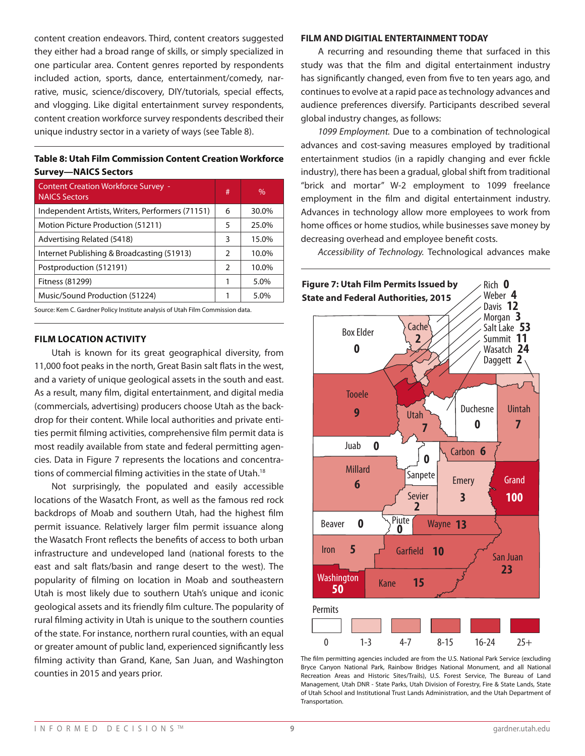content creation endeavors. Third, content creators suggested they either had a broad range of skills, or simply specialized in one particular area. Content genres reported by respondents included action, sports, dance, entertainment/comedy, narrative, music, science/discovery, DIY/tutorials, special effects, and vlogging. Like digital entertainment survey respondents, content creation workforce survey respondents described their unique industry sector in a variety of ways (see Table 8).

**Table 8: Utah Film Commission Content Creation Workforce Survey—NAICS Sectors**

| Content Creation Workforce Survey - NAICS Sectors | # | % |
|---|---|---|
| Independent Artists, Writers, Performers (71151) | 6 | 30.0% |
| Motion Picture Production (51211) | 5 | 25.0% |
| Advertising Related (5418) | 3 | 15.0% |
| Internet Publishing & Broadcasting (51913) | 2 | 10.0% |
| Postproduction (512191) | 2 | 10.0% |
| Fitness (81299) | 1 | 5.0% |
| Music/Sound Production (51224) | 1 | 5.0% |

Source: Kem C. Gardner Policy Institute analysis of Utah Film Commission data.

## FILM LOCATION ACTIVITY

Utah is known for its great geographical diversity, from 11,000 foot peaks in the north, Great Basin salt flats in the west, and a variety of unique geological assets in the south and east. As a result, many film, digital entertainment, and digital media (commercials, advertising) producers choose Utah as the backdrop for their content. While local authorities and private entities permit filming activities, comprehensive film permit data is most readily available from state and federal permitting agencies. Data in Figure 7 represents the locations and concentrations of commercial filming activities in the state of Utah.[18]

Not surprisingly, the populated and easily accessible locations of the Wasatch Front, as well as the famous red rock backdrops of Moab and southern Utah, had the highest film permit issuance. Relatively larger film permit issuance along the Wasatch Front reflects the benefits of access to both urban infrastructure and undeveloped land (national forests to the east and salt flats/basin and range desert to the west). The popularity of filming on location in Moab and southeastern Utah is most likely due to southern Utah's unique and iconic geological assets and its friendly film culture. The popularity of rural filming activity in Utah is unique to the southern counties of the state. For instance, northern rural counties, with an equal or greater amount of public land, experienced significantly less filming activity than Grand, Kane, San Juan, and Washington counties in 2015 and years prior.

## FILM AND DIGITIAL ENTERTAINMENT TODAY

A recurring and resounding theme that surfaced in this study was that the film and digital entertainment industry has significantly changed, even from five to ten years ago, and continues to evolve at a rapid pace as technology advances and audience preferences diversify. Participants described several global industry changes, as follows:

*1099 Employment.* Due to a combination of technological advances and cost-saving measures employed by traditional entertainment studios (in a rapidly changing and ever fickle industry), there has been a gradual, global shift from traditional "brick and mortar" W-2 employment to 1099 freelance employment in the film and digital entertainment industry. Advances in technology allow more employees to work from home offices or home studios, while businesses save money by decreasing overhead and employee benefit costs.

*Accessibility of Technology.* Technological advances make

**Figure 7: Utah Film Permits Issued by State and Federal Authorities, 2015**

| County | Permits |
|---|---|
| Rich | 0 |
| Weber | 4 |
| Davis | 12 |
| Morgan | 3 |
| Salt Lake | 53 |
| Summit | 11 |
| Wasatch | 24 |
| Daggett | 2 |
| Box Elder | 0 |
| Cache | 2 |
| Tooele | 9 |
| Utah | 7 |
| Duchesne | 0 |
| Uintah | 7 |
| Juab | 0 |
| Sanpete | 0 |
| Carbon | 6 |
| Millard | 6 |
| Emery | 3 |
| Grand | 100 |
| Sevier | 2 |
| Beaver | 0 |
| Piute | 0 |
| Wayne | 13 |
| Iron | 5 |
| Garfield | 10 |
| San Juan | 23 |
| Washington | 50 |
| Kane | 15 |

Permits: 0, 1-3, 4-7, 8-15, 16-24, 25+

The film permitting agencies included are from the U.S. National Park Service (excluding Bryce Canyon National Park, Rainbow Bridges National Monument, and all National Recreation Areas and Historic Sites/Trails), U.S. Forest Service, The Bureau of Land Management, Utah DNR - State Parks, Utah Division of Forestry, Fire & State Lands, State of Utah School and Institutional Trust Lands Administration, and the Utah Department of Transportation.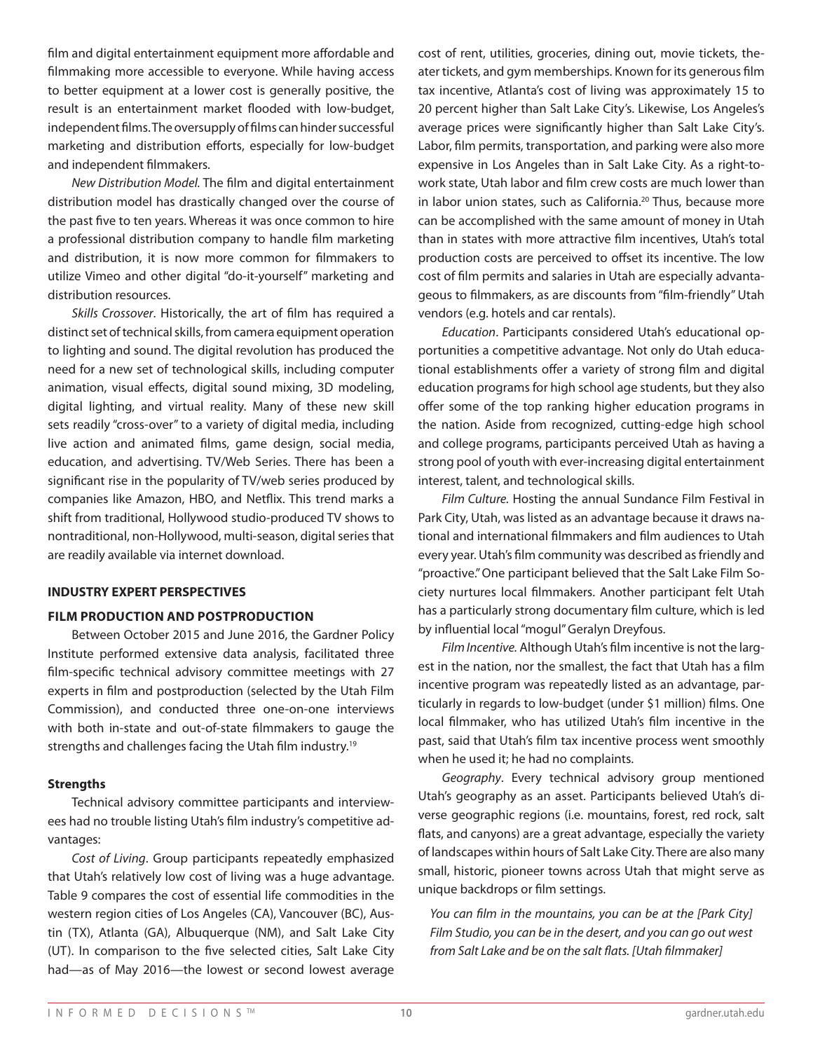film and digital entertainment equipment more affordable and filmmaking more accessible to everyone. While having access to better equipment at a lower cost is generally positive, the result is an entertainment market flooded with low-budget, independent films. The oversupply of films can hinder successful marketing and distribution efforts, especially for low-budget and independent filmmakers.

*New Distribution Model*. The film and digital entertainment distribution model has drastically changed over the course of the past five to ten years. Whereas it was once common to hire a professional distribution company to handle film marketing and distribution, it is now more common for filmmakers to utilize Vimeo and other digital "do-it-yourself" marketing and distribution resources.

*Skills Crossover*. Historically, the art of film has required a distinct set of technical skills, from camera equipment operation to lighting and sound. The digital revolution has produced the need for a new set of technological skills, including computer animation, visual effects, digital sound mixing, 3D modeling, digital lighting, and virtual reality. Many of these new skill sets readily "cross-over" to a variety of digital media, including live action and animated films, game design, social media, education, and advertising. TV/Web Series. There has been a significant rise in the popularity of TV/web series produced by companies like Amazon, HBO, and Netflix. This trend marks a shift from traditional, Hollywood studio-produced TV shows to nontraditional, non-Hollywood, multi-season, digital series that are readily available via internet download.

## INDUSTRY EXPERT PERSPECTIVES

### FILM PRODUCTION AND POSTPRODUCTION

Between October 2015 and June 2016, the Gardner Policy Institute performed extensive data analysis, facilitated three film-specific technical advisory committee meetings with 27 experts in film and postproduction (selected by the Utah Film Commission), and conducted three one-on-one interviews with both in-state and out-of-state filmmakers to gauge the strengths and challenges facing the Utah film industry.[19]

#### Strengths

Technical advisory committee participants and interviewees had no trouble listing Utah's film industry's competitive advantages:

*Cost of Living*. Group participants repeatedly emphasized that Utah's relatively low cost of living was a huge advantage. Table 9 compares the cost of essential life commodities in the western region cities of Los Angeles (CA), Vancouver (BC), Austin (TX), Atlanta (GA), Albuquerque (NM), and Salt Lake City (UT). In comparison to the five selected cities, Salt Lake City had—as of May 2016—the lowest or second lowest average cost of rent, utilities, groceries, dining out, movie tickets, theater tickets, and gym memberships. Known for its generous film tax incentive, Atlanta's cost of living was approximately 15 to 20 percent higher than Salt Lake City's. Likewise, Los Angeles's average prices were significantly higher than Salt Lake City's. Labor, film permits, transportation, and parking were also more expensive in Los Angeles than in Salt Lake City. As a right-to-work state, Utah labor and film crew costs are much lower than in labor union states, such as California.[20] Thus, because more can be accomplished with the same amount of money in Utah than in states with more attractive film incentives, Utah's total production costs are perceived to offset its incentive. The low cost of film permits and salaries in Utah are especially advantageous to filmmakers, as are discounts from "film-friendly" Utah vendors (e.g. hotels and car rentals).

*Education*. Participants considered Utah's educational opportunities a competitive advantage. Not only do Utah educational establishments offer a variety of strong film and digital education programs for high school age students, but they also offer some of the top ranking higher education programs in the nation. Aside from recognized, cutting-edge high school and college programs, participants perceived Utah as having a strong pool of youth with ever-increasing digital entertainment interest, talent, and technological skills.

*Film Culture.* Hosting the annual Sundance Film Festival in Park City, Utah, was listed as an advantage because it draws national and international filmmakers and film audiences to Utah every year. Utah's film community was described as friendly and "proactive." One participant believed that the Salt Lake Film Society nurtures local filmmakers. Another participant felt Utah has a particularly strong documentary film culture, which is led by influential local "mogul" Geralyn Dreyfous.

*Film Incentive.* Although Utah's film incentive is not the largest in the nation, nor the smallest, the fact that Utah has a film incentive program was repeatedly listed as an advantage, particularly in regards to low-budget (under $1 million) films. One local filmmaker, who has utilized Utah's film incentive in the past, said that Utah's film tax incentive process went smoothly when he used it; he had no complaints.

*Geography*. Every technical advisory group mentioned Utah's geography as an asset. Participants believed Utah's diverse geographic regions (i.e. mountains, forest, red rock, salt flats, and canyons) are a great advantage, especially the variety of landscapes within hours of Salt Lake City. There are also many small, historic, pioneer towns across Utah that might serve as unique backdrops or film settings.

*You can film in the mountains, you can be at the [Park City] Film Studio, you can be in the desert, and you can go out west from Salt Lake and be on the salt flats. [Utah filmmaker]*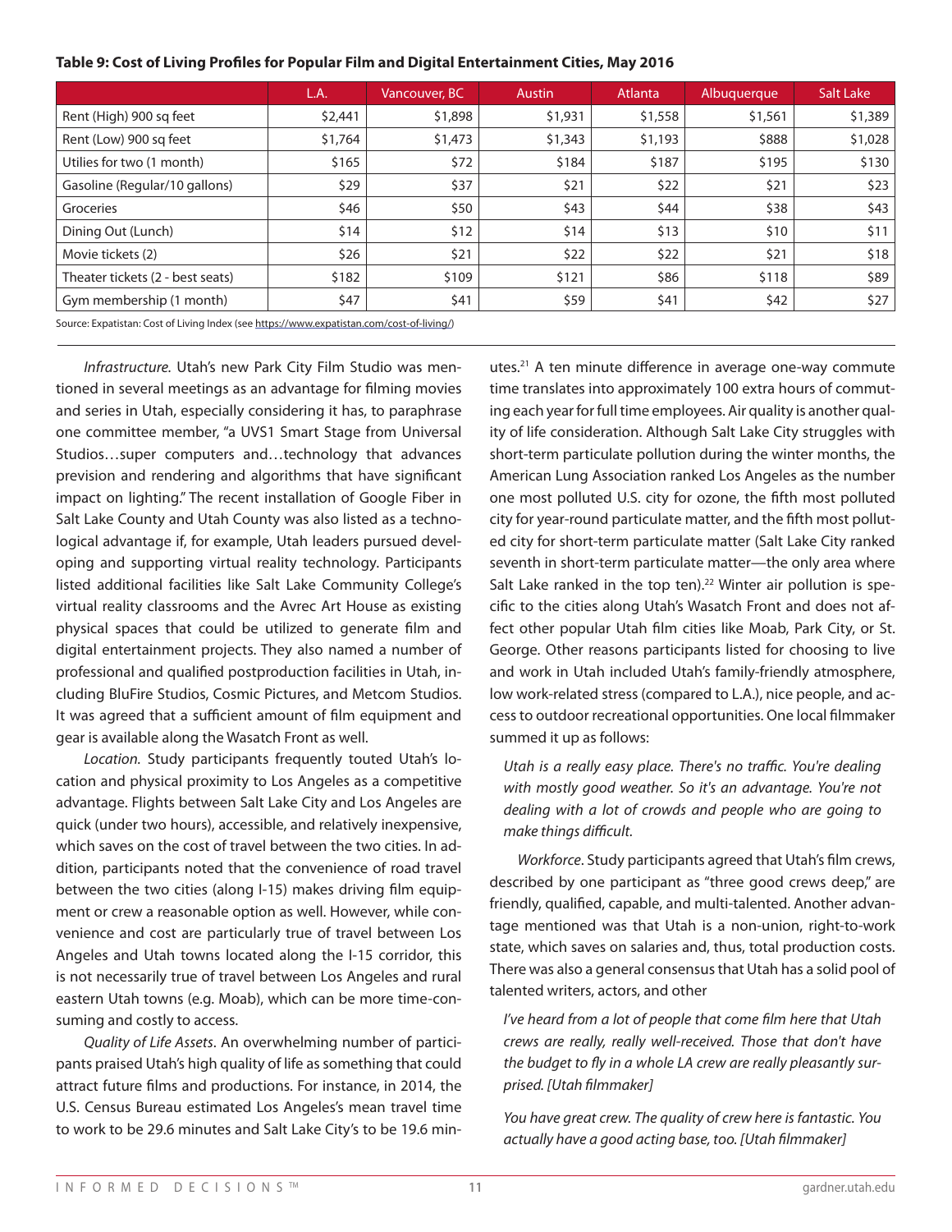**Table 9: Cost of Living Profiles for Popular Film and Digital Entertainment Cities, May 2016**

| | L.A. | Vancouver, BC | Austin | Atlanta | Albuquerque | Salt Lake |
|---|---|---|---|---|---|---|
| Rent (High) 900 sq feet | $2,441 | $1,898 | $1,931 | $1,558 | $1,561 | $1,389 |
| Rent (Low) 900 sq feet | $1,764 | $1,473 | $1,343 | $1,193 | $888 | $1,028 |
| Utilies for two (1 month) | $165 | $72 | $184 | $187 | $195 | $130 |
| Gasoline (Regular/10 gallons) | $29 | $37 | $21 | $22 | $21 | $23 |
| Groceries | $46 | $50 | $43 | $44 | $38 | $43 |
| Dining Out (Lunch) | $14 | $12 | $14 | $13 | $10 | $11 |
| Movie tickets (2) | $26 | $21 | $22 | $22 | $21 | $18 |
| Theater tickets (2 - best seats) | $182 | $109 | $121 | $86 | $118 | $89 |
| Gym membership (1 month) | $47 | $41 | $59 | $41 | $42 | $27 |

Source: Expatistan: Cost of Living Index (see https://www.expatistan.com/cost-of-living/)

*Infrastructure*. Utah's new Park City Film Studio was mentioned in several meetings as an advantage for filming movies and series in Utah, especially considering it has, to paraphrase one committee member, "a UVS1 Smart Stage from Universal Studios…super computers and…technology that advances prevision and rendering and algorithms that have significant impact on lighting." The recent installation of Google Fiber in Salt Lake County and Utah County was also listed as a technological advantage if, for example, Utah leaders pursued developing and supporting virtual reality technology. Participants listed additional facilities like Salt Lake Community College's virtual reality classrooms and the Avrec Art House as existing physical spaces that could be utilized to generate film and digital entertainment projects. They also named a number of professional and qualified postproduction facilities in Utah, including BluFire Studios, Cosmic Pictures, and Metcom Studios. It was agreed that a sufficient amount of film equipment and gear is available along the Wasatch Front as well.

*Location*. Study participants frequently touted Utah's location and physical proximity to Los Angeles as a competitive advantage. Flights between Salt Lake City and Los Angeles are quick (under two hours), accessible, and relatively inexpensive, which saves on the cost of travel between the two cities. In addition, participants noted that the convenience of road travel between the two cities (along I-15) makes driving film equipment or crew a reasonable option as well. However, while convenience and cost are particularly true of travel between Los Angeles and Utah towns located along the I-15 corridor, this is not necessarily true of travel between Los Angeles and rural eastern Utah towns (e.g. Moab), which can be more time-consuming and costly to access.

*Quality of Life Assets*. An overwhelming number of participants praised Utah's high quality of life as something that could attract future films and productions. For instance, in 2014, the U.S. Census Bureau estimated Los Angeles's mean travel time to work to be 29.6 minutes and Salt Lake City's to be 19.6 minutes.[21] A ten minute difference in average one-way commute time translates into approximately 100 extra hours of commuting each year for full time employees. Air quality is another quality of life consideration. Although Salt Lake City struggles with short-term particulate pollution during the winter months, the American Lung Association ranked Los Angeles as the number one most polluted U.S. city for ozone, the fifth most polluted city for year-round particulate matter, and the fifth most polluted city for short-term particulate matter (Salt Lake City ranked seventh in short-term particulate matter—the only area where Salt Lake ranked in the top ten).[22] Winter air pollution is specific to the cities along Utah's Wasatch Front and does not affect other popular Utah film cities like Moab, Park City, or St. George. Other reasons participants listed for choosing to live and work in Utah included Utah's family-friendly atmosphere, low work-related stress (compared to L.A.), nice people, and access to outdoor recreational opportunities. One local filmmaker summed it up as follows:

> *Utah is a really easy place. There's no traffic. You're dealing with mostly good weather. So it's an advantage. You're not dealing with a lot of crowds and people who are going to make things difficult.*

*Workforce*. Study participants agreed that Utah's film crews, described by one participant as "three good crews deep," are friendly, qualified, capable, and multi-talented. Another advantage mentioned was that Utah is a non-union, right-to-work state, which saves on salaries and, thus, total production costs. There was also a general consensus that Utah has a solid pool of talented writers, actors, and other

> *I've heard from a lot of people that come film here that Utah crews are really, really well-received. Those that don't have the budget to fly in a whole LA crew are really pleasantly surprised. [Utah filmmaker]*

> *You have great crew. The quality of crew here is fantastic. You actually have a good acting base, too. [Utah filmmaker]*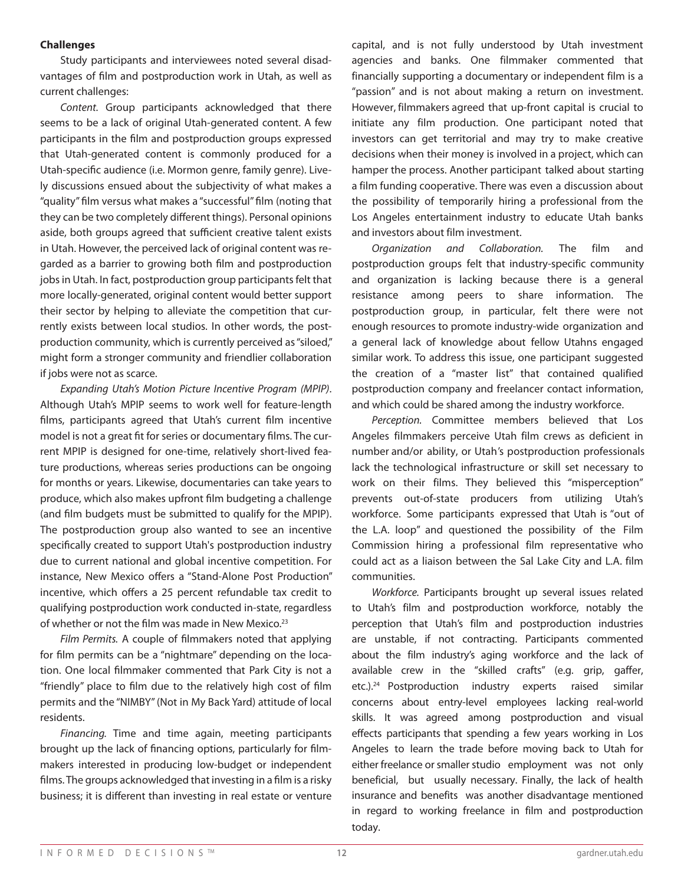**Challenges**

Study participants and interviewees noted several disadvantages of film and postproduction work in Utah, as well as current challenges:

*Content.* Group participants acknowledged that there seems to be a lack of original Utah-generated content. A few participants in the film and postproduction groups expressed that Utah-generated content is commonly produced for a Utah-specific audience (i.e. Mormon genre, family genre). Lively discussions ensued about the subjectivity of what makes a "quality" film versus what makes a "successful" film (noting that they can be two completely different things). Personal opinions aside, both groups agreed that sufficient creative talent exists in Utah. However, the perceived lack of original content was regarded as a barrier to growing both film and postproduction jobs in Utah. In fact, postproduction group participants felt that more locally-generated, original content would better support their sector by helping to alleviate the competition that currently exists between local studios. In other words, the postproduction community, which is currently perceived as "siloed," might form a stronger community and friendlier collaboration if jobs were not as scarce.

*Expanding Utah's Motion Picture Incentive Program (MPIP)*. Although Utah's MPIP seems to work well for feature-length films, participants agreed that Utah's current film incentive model is not a great fit for series or documentary films. The current MPIP is designed for one-time, relatively short-lived feature productions, whereas series productions can be ongoing for months or years. Likewise, documentaries can take years to produce, which also makes upfront film budgeting a challenge (and film budgets must be submitted to qualify for the MPIP). The postproduction group also wanted to see an incentive specifically created to support Utah's postproduction industry due to current national and global incentive competition. For instance, New Mexico offers a "Stand-Alone Post Production" incentive, which offers a 25 percent refundable tax credit to qualifying postproduction work conducted in-state, regardless of whether or not the film was made in New Mexico.[23]

*Film Permits.* A couple of filmmakers noted that applying for film permits can be a "nightmare" depending on the location. One local filmmaker commented that Park City is not a "friendly" place to film due to the relatively high cost of film permits and the "NIMBY" (Not in My Back Yard) attitude of local residents.

*Financing.* Time and time again, meeting participants brought up the lack of financing options, particularly for filmmakers interested in producing low-budget or independent films. The groups acknowledged that investing in a film is a risky business; it is different than investing in real estate or venture capital, and is not fully understood by Utah investment agencies and banks. One filmmaker commented that financially supporting a documentary or independent film is a "passion" and is not about making a return on investment. However, filmmakers agreed that up-front capital is crucial to initiate any film production. One participant noted that investors can get territorial and may try to make creative decisions when their money is involved in a project, which can hamper the process. Another participant talked about starting a film funding cooperative. There was even a discussion about the possibility of temporarily hiring a professional from the Los Angeles entertainment industry to educate Utah banks and investors about film investment.

*Organization and Collaboration.* The film and postproduction groups felt that industry-specific community and organization is lacking because there is a general resistance among peers to share information. The postproduction group, in particular, felt there were not enough resources to promote industry-wide organization and a general lack of knowledge about fellow Utahns engaged similar work. To address this issue, one participant suggested the creation of a "master list" that contained qualified postproduction company and freelancer contact information, and which could be shared among the industry workforce.

*Perception.* Committee members believed that Los Angeles filmmakers perceive Utah film crews as deficient in number and/or ability, or Utah's postproduction professionals lack the technological infrastructure or skill set necessary to work on their films. They believed this "misperception" prevents out-of-state producers from utilizing Utah's workforce. Some participants expressed that Utah is "out of the L.A. loop" and questioned the possibility of the Film Commission hiring a professional film representative who could act as a liaison between the Sal Lake City and L.A. film communities.

*Workforce.* Participants brought up several issues related to Utah's film and postproduction workforce, notably the perception that Utah's film and postproduction industries are unstable, if not contracting. Participants commented about the film industry's aging workforce and the lack of available crew in the "skilled crafts" (e.g. grip, gaffer, etc.).[24] Postproduction industry experts raised similar concerns about entry-level employees lacking real-world skills. It was agreed among postproduction and visual effects participants that spending a few years working in Los Angeles to learn the trade before moving back to Utah for either freelance or smaller studio employment was not only beneficial, but usually necessary. Finally, the lack of health insurance and benefits was another disadvantage mentioned in regard to working freelance in film and postproduction today.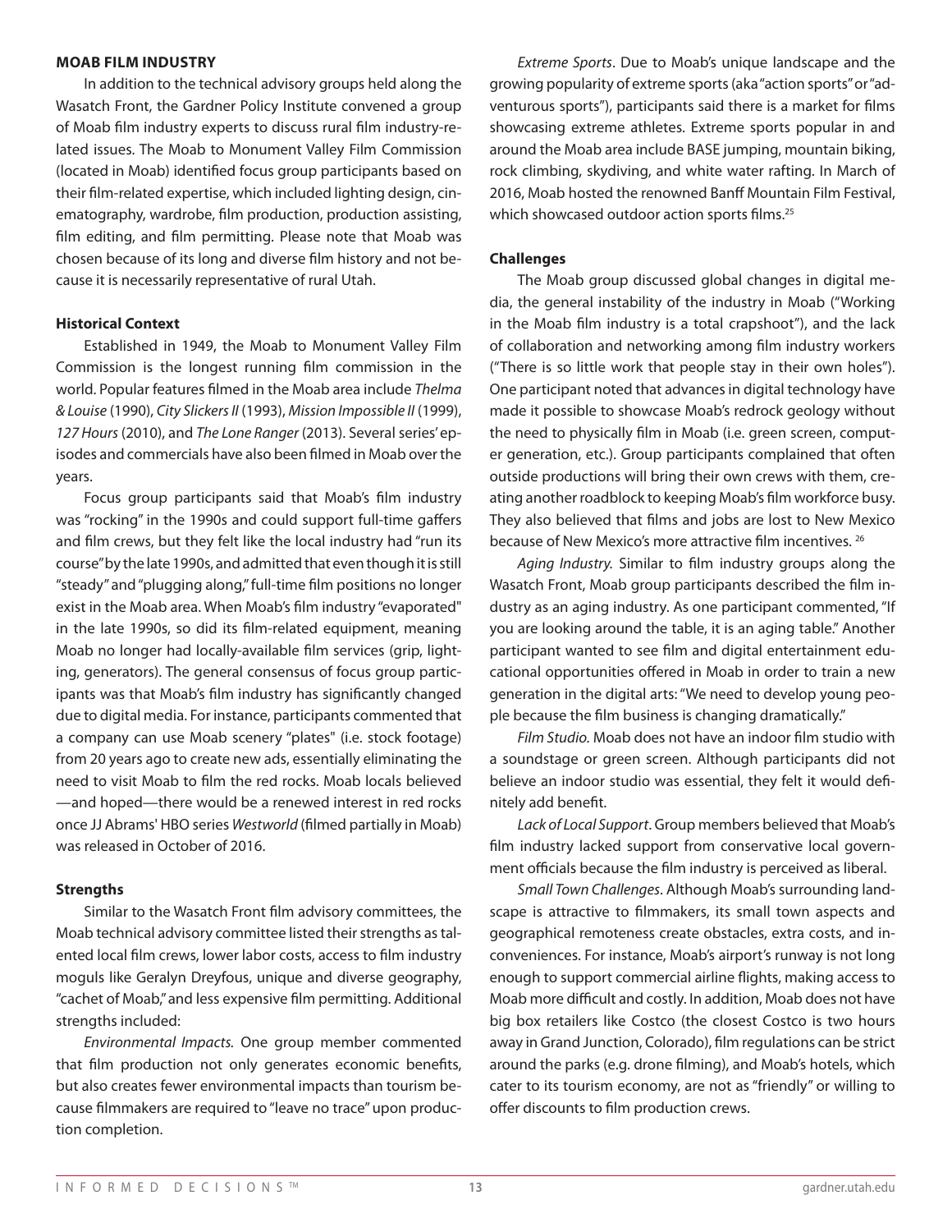## MOAB FILM INDUSTRY

In addition to the technical advisory groups held along the Wasatch Front, the Gardner Policy Institute convened a group of Moab film industry experts to discuss rural film industry-related issues. The Moab to Monument Valley Film Commission (located in Moab) identified focus group participants based on their film-related expertise, which included lighting design, cinematography, wardrobe, film production, production assisting, film editing, and film permitting. Please note that Moab was chosen because of its long and diverse film history and not because it is necessarily representative of rural Utah.

### Historical Context

Established in 1949, the Moab to Monument Valley Film Commission is the longest running film commission in the world. Popular features filmed in the Moab area include *Thelma & Louise* (1990), *City Slickers II* (1993), *Mission Impossible II* (1999), *127 Hours* (2010), and *The Lone Ranger* (2013). Several series' episodes and commercials have also been filmed in Moab over the years.

Focus group participants said that Moab's film industry was "rocking" in the 1990s and could support full-time gaffers and film crews, but they felt like the local industry had "run its course" by the late 1990s, and admitted that even though it is still "steady" and "plugging along," full-time film positions no longer exist in the Moab area. When Moab's film industry "evaporated" in the late 1990s, so did its film-related equipment, meaning Moab no longer had locally-available film services (grip, lighting, generators). The general consensus of focus group participants was that Moab's film industry has significantly changed due to digital media. For instance, participants commented that a company can use Moab scenery "plates" (i.e. stock footage) from 20 years ago to create new ads, essentially eliminating the need to visit Moab to film the red rocks. Moab locals believed—and hoped—there would be a renewed interest in red rocks once JJ Abrams' HBO series *Westworld* (filmed partially in Moab) was released in October of 2016.

### Strengths

Similar to the Wasatch Front film advisory committees, the Moab technical advisory committee listed their strengths as talented local film crews, lower labor costs, access to film industry moguls like Geralyn Dreyfous, unique and diverse geography, "cachet of Moab," and less expensive film permitting. Additional strengths included:

*Environmental Impacts.* One group member commented that film production not only generates economic benefits, but also creates fewer environmental impacts than tourism because filmmakers are required to "leave no trace" upon production completion.

*Extreme Sports*. Due to Moab's unique landscape and the growing popularity of extreme sports (aka "action sports" or "adventurous sports"), participants said there is a market for films showcasing extreme athletes. Extreme sports popular in and around the Moab area include BASE jumping, mountain biking, rock climbing, skydiving, and white water rafting. In March of 2016, Moab hosted the renowned Banff Mountain Film Festival, which showcased outdoor action sports films.[25]

### Challenges

The Moab group discussed global changes in digital media, the general instability of the industry in Moab ("Working in the Moab film industry is a total crapshoot"), and the lack of collaboration and networking among film industry workers ("There is so little work that people stay in their own holes"). One participant noted that advances in digital technology have made it possible to showcase Moab's redrock geology without the need to physically film in Moab (i.e. green screen, computer generation, etc.). Group participants complained that often outside productions will bring their own crews with them, creating another roadblock to keeping Moab's film workforce busy. They also believed that films and jobs are lost to New Mexico because of New Mexico's more attractive film incentives. [26]

*Aging Industry.* Similar to film industry groups along the Wasatch Front, Moab group participants described the film industry as an aging industry. As one participant commented, "If you are looking around the table, it is an aging table." Another participant wanted to see film and digital entertainment educational opportunities offered in Moab in order to train a new generation in the digital arts: "We need to develop young people because the film business is changing dramatically."

*Film Studio.* Moab does not have an indoor film studio with a soundstage or green screen. Although participants did not believe an indoor studio was essential, they felt it would definitely add benefit.

*Lack of Local Support*. Group members believed that Moab's film industry lacked support from conservative local government officials because the film industry is perceived as liberal.

*Small Town Challenges*. Although Moab's surrounding landscape is attractive to filmmakers, its small town aspects and geographical remoteness create obstacles, extra costs, and inconveniences. For instance, Moab's airport's runway is not long enough to support commercial airline flights, making access to Moab more difficult and costly. In addition, Moab does not have big box retailers like Costco (the closest Costco is two hours away in Grand Junction, Colorado), film regulations can be strict around the parks (e.g. drone filming), and Moab's hotels, which cater to its tourism economy, are not as "friendly" or willing to offer discounts to film production crews.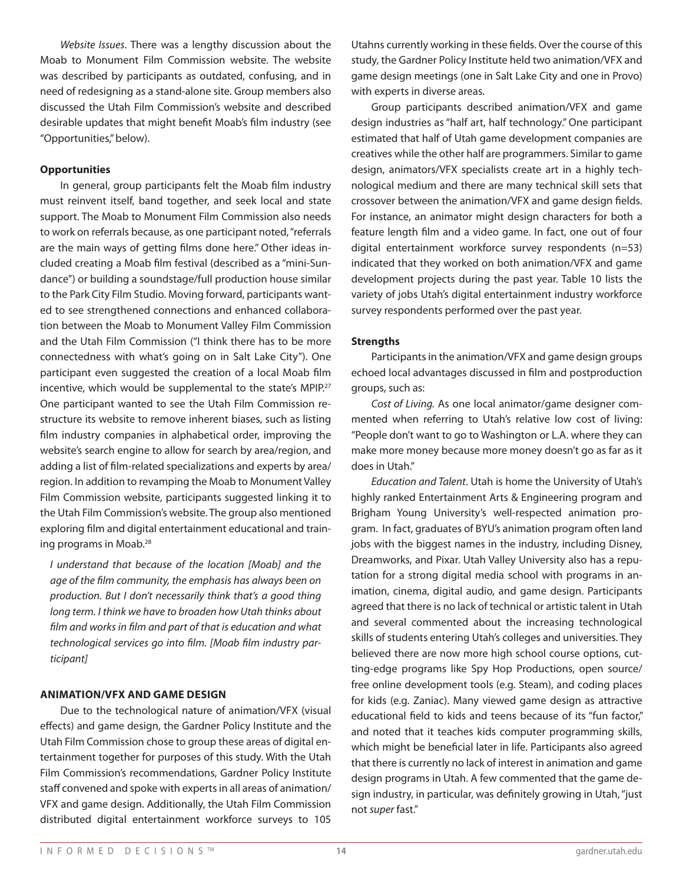*Website Issues*. There was a lengthy discussion about the Moab to Monument Film Commission website. The website was described by participants as outdated, confusing, and in need of redesigning as a stand-alone site. Group members also discussed the Utah Film Commission's website and described desirable updates that might benefit Moab's film industry (see "Opportunities," below).

**Opportunities**

In general, group participants felt the Moab film industry must reinvent itself, band together, and seek local and state support. The Moab to Monument Film Commission also needs to work on referrals because, as one participant noted, "referrals are the main ways of getting films done here." Other ideas included creating a Moab film festival (described as a "mini-Sundance") or building a soundstage/full production house similar to the Park City Film Studio. Moving forward, participants wanted to see strengthened connections and enhanced collaboration between the Moab to Monument Valley Film Commission and the Utah Film Commission ("I think there has to be more connectedness with what's going on in Salt Lake City"). One participant even suggested the creation of a local Moab film incentive, which would be supplemental to the state's MPIP.[27] One participant wanted to see the Utah Film Commission restructure its website to remove inherent biases, such as listing film industry companies in alphabetical order, improving the website's search engine to allow for search by area/region, and adding a list of film-related specializations and experts by area/region. In addition to revamping the Moab to Monument Valley Film Commission website, participants suggested linking it to the Utah Film Commission's website. The group also mentioned exploring film and digital entertainment educational and training programs in Moab.[28]

> *I understand that because of the location [Moab] and the age of the film community, the emphasis has always been on production. But I don't necessarily think that's a good thing long term. I think we have to broaden how Utah thinks about film and works in film and part of that is education and what technological services go into film. [Moab film industry participant]*

**ANIMATION/VFX AND GAME DESIGN**

Due to the technological nature of animation/VFX (visual effects) and game design, the Gardner Policy Institute and the Utah Film Commission chose to group these areas of digital entertainment together for purposes of this study. With the Utah Film Commission's recommendations, Gardner Policy Institute staff convened and spoke with experts in all areas of animation/VFX and game design. Additionally, the Utah Film Commission distributed digital entertainment workforce surveys to 105 Utahns currently working in these fields. Over the course of this study, the Gardner Policy Institute held two animation/VFX and game design meetings (one in Salt Lake City and one in Provo) with experts in diverse areas.

Group participants described animation/VFX and game design industries as "half art, half technology." One participant estimated that half of Utah game development companies are creatives while the other half are programmers. Similar to game design, animators/VFX specialists create art in a highly technological medium and there are many technical skill sets that crossover between the animation/VFX and game design fields. For instance, an animator might design characters for both a feature length film and a video game. In fact, one out of four digital entertainment workforce survey respondents (n=53) indicated that they worked on both animation/VFX and game development projects during the past year. Table 10 lists the variety of jobs Utah's digital entertainment industry workforce survey respondents performed over the past year.

**Strengths**

Participants in the animation/VFX and game design groups echoed local advantages discussed in film and postproduction groups, such as:

*Cost of Living.* As one local animator/game designer commented when referring to Utah's relative low cost of living: "People don't want to go to Washington or L.A. where they can make more money because more money doesn't go as far as it does in Utah."

*Education and Talent*. Utah is home the University of Utah's highly ranked Entertainment Arts & Engineering program and Brigham Young University's well-respected animation program. In fact, graduates of BYU's animation program often land jobs with the biggest names in the industry, including Disney, Dreamworks, and Pixar. Utah Valley University also has a reputation for a strong digital media school with programs in animation, cinema, digital audio, and game design. Participants agreed that there is no lack of technical or artistic talent in Utah and several commented about the increasing technological skills of students entering Utah's colleges and universities. They believed there are now more high school course options, cutting-edge programs like Spy Hop Productions, open source/free online development tools (e.g. Steam), and coding places for kids (e.g. Zaniac). Many viewed game design as attractive educational field to kids and teens because of its "fun factor," and noted that it teaches kids computer programming skills, which might be beneficial later in life. Participants also agreed that there is currently no lack of interest in animation and game design programs in Utah. A few commented that the game design industry, in particular, was definitely growing in Utah, "just not *super* fast."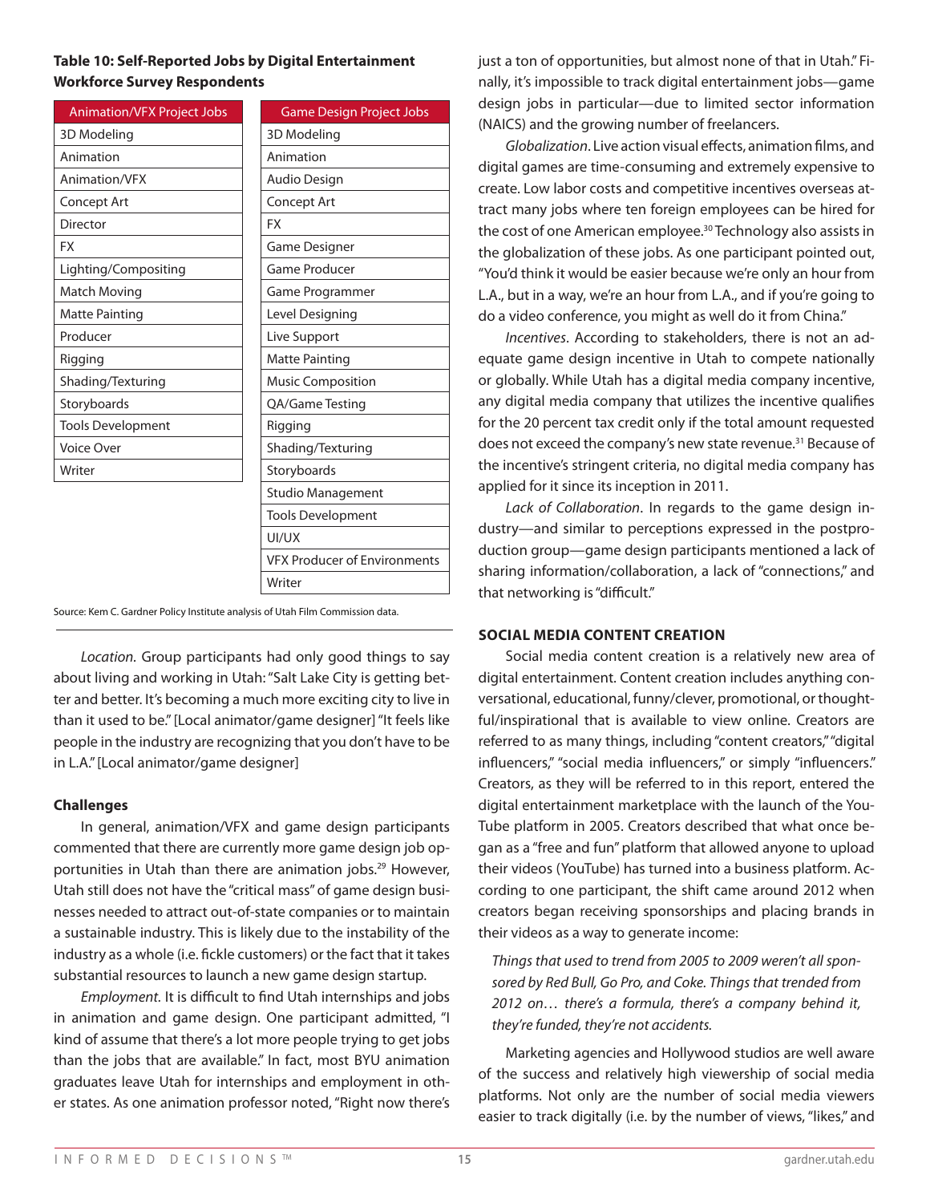**Table 10: Self-Reported Jobs by Digital Entertainment Workforce Survey Respondents**

| Animation/VFX Project Jobs | Game Design Project Jobs |
|---|---|
| 3D Modeling | 3D Modeling |
| Animation | Animation |
| Animation/VFX | Audio Design |
| Concept Art | Concept Art |
| Director | FX |
| FX | Game Designer |
| Lighting/Compositing | Game Producer |
| Match Moving | Game Programmer |
| Matte Painting | Level Designing |
| Producer | Live Support |
| Rigging | Matte Painting |
| Shading/Texturing | Music Composition |
| Storyboards | QA/Game Testing |
| Tools Development | Rigging |
| Voice Over | Shading/Texturing |
| Writer | Storyboards |
| | Studio Management |
| | Tools Development |
| | UI/UX |
| | VFX Producer of Environments |
| | Writer |

Source: Kem C. Gardner Policy Institute analysis of Utah Film Commission data.

*Location*. Group participants had only good things to say about living and working in Utah: "Salt Lake City is getting better and better. It's becoming a much more exciting city to live in than it used to be." [Local animator/game designer] "It feels like people in the industry are recognizing that you don't have to be in L.A." [Local animator/game designer]

### Challenges

In general, animation/VFX and game design participants commented that there are currently more game design job opportunities in Utah than there are animation jobs.[29] However, Utah still does not have the "critical mass" of game design businesses needed to attract out-of-state companies or to maintain a sustainable industry. This is likely due to the instability of the industry as a whole (i.e. fickle customers) or the fact that it takes substantial resources to launch a new game design startup.

*Employment.* It is difficult to find Utah internships and jobs in animation and game design. One participant admitted, "I kind of assume that there's a lot more people trying to get jobs than the jobs that are available." In fact, most BYU animation graduates leave Utah for internships and employment in other states. As one animation professor noted, "Right now there's just a ton of opportunities, but almost none of that in Utah." Finally, it's impossible to track digital entertainment jobs—game design jobs in particular—due to limited sector information (NAICS) and the growing number of freelancers.

*Globalization*. Live action visual effects, animation films, and digital games are time-consuming and extremely expensive to create. Low labor costs and competitive incentives overseas attract many jobs where ten foreign employees can be hired for the cost of one American employee.[30] Technology also assists in the globalization of these jobs. As one participant pointed out, "You'd think it would be easier because we're only an hour from L.A., but in a way, we're an hour from L.A., and if you're going to do a video conference, you might as well do it from China."

*Incentives*. According to stakeholders, there is not an adequate game design incentive in Utah to compete nationally or globally. While Utah has a digital media company incentive, any digital media company that utilizes the incentive qualifies for the 20 percent tax credit only if the total amount requested does not exceed the company's new state revenue.[31] Because of the incentive's stringent criteria, no digital media company has applied for it since its inception in 2011.

*Lack of Collaboration*. In regards to the game design industry—and similar to perceptions expressed in the postproduction group—game design participants mentioned a lack of sharing information/collaboration, a lack of "connections," and that networking is "difficult."

### SOCIAL MEDIA CONTENT CREATION

Social media content creation is a relatively new area of digital entertainment. Content creation includes anything conversational, educational, funny/clever, promotional, or thoughtful/inspirational that is available to view online. Creators are referred to as many things, including "content creators," "digital influencers," "social media influencers," or simply "influencers." Creators, as they will be referred to in this report, entered the digital entertainment marketplace with the launch of the YouTube platform in 2005. Creators described that what once began as a "free and fun" platform that allowed anyone to upload their videos (YouTube) has turned into a business platform. According to one participant, the shift came around 2012 when creators began receiving sponsorships and placing brands in their videos as a way to generate income:

*Things that used to trend from 2005 to 2009 weren't all sponsored by Red Bull, Go Pro, and Coke. Things that trended from 2012 on… there's a formula, there's a company behind it, they're funded, they're not accidents.*

Marketing agencies and Hollywood studios are well aware of the success and relatively high viewership of social media platforms. Not only are the number of social media viewers easier to track digitally (i.e. by the number of views, "likes," and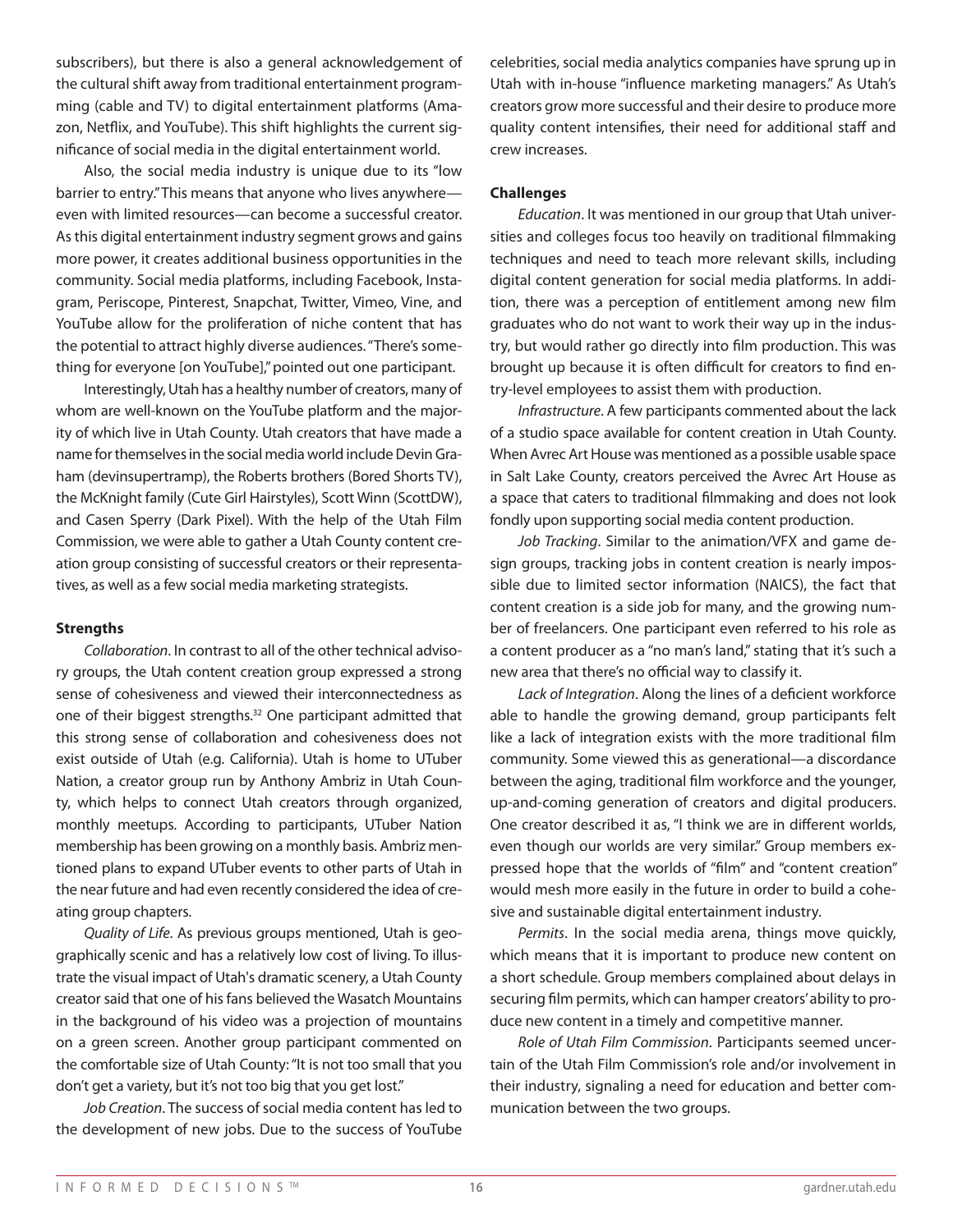subscribers), but there is also a general acknowledgement of the cultural shift away from traditional entertainment programming (cable and TV) to digital entertainment platforms (Amazon, Netflix, and YouTube). This shift highlights the current significance of social media in the digital entertainment world.

Also, the social media industry is unique due to its "low barrier to entry." This means that anyone who lives anywhere—even with limited resources—can become a successful creator. As this digital entertainment industry segment grows and gains more power, it creates additional business opportunities in the community. Social media platforms, including Facebook, Instagram, Periscope, Pinterest, Snapchat, Twitter, Vimeo, Vine, and YouTube allow for the proliferation of niche content that has the potential to attract highly diverse audiences. "There's something for everyone [on YouTube]," pointed out one participant.

Interestingly, Utah has a healthy number of creators, many of whom are well-known on the YouTube platform and the majority of which live in Utah County. Utah creators that have made a name for themselves in the social media world include Devin Graham (devinsupertramp), the Roberts brothers (Bored Shorts TV), the McKnight family (Cute Girl Hairstyles), Scott Winn (ScottDW), and Casen Sperry (Dark Pixel). With the help of the Utah Film Commission, we were able to gather a Utah County content creation group consisting of successful creators or their representatives, as well as a few social media marketing strategists.

**Strengths**

*Collaboration*. In contrast to all of the other technical advisory groups, the Utah content creation group expressed a strong sense of cohesiveness and viewed their interconnectedness as one of their biggest strengths.[32] One participant admitted that this strong sense of collaboration and cohesiveness does not exist outside of Utah (e.g. California). Utah is home to UTuber Nation, a creator group run by Anthony Ambriz in Utah County, which helps to connect Utah creators through organized, monthly meetups. According to participants, UTuber Nation membership has been growing on a monthly basis. Ambriz mentioned plans to expand UTuber events to other parts of Utah in the near future and had even recently considered the idea of creating group chapters.

*Quality of Life*. As previous groups mentioned, Utah is geographically scenic and has a relatively low cost of living. To illustrate the visual impact of Utah's dramatic scenery, a Utah County creator said that one of his fans believed the Wasatch Mountains in the background of his video was a projection of mountains on a green screen. Another group participant commented on the comfortable size of Utah County: "It is not too small that you don't get a variety, but it's not too big that you get lost."

*Job Creation*. The success of social media content has led to the development of new jobs. Due to the success of YouTube celebrities, social media analytics companies have sprung up in Utah with in-house "influence marketing managers." As Utah's creators grow more successful and their desire to produce more quality content intensifies, their need for additional staff and crew increases.

**Challenges**

*Education*. It was mentioned in our group that Utah universities and colleges focus too heavily on traditional filmmaking techniques and need to teach more relevant skills, including digital content generation for social media platforms. In addition, there was a perception of entitlement among new film graduates who do not want to work their way up in the industry, but would rather go directly into film production. This was brought up because it is often difficult for creators to find entry-level employees to assist them with production.

*Infrastructure*. A few participants commented about the lack of a studio space available for content creation in Utah County. When Avrec Art House was mentioned as a possible usable space in Salt Lake County, creators perceived the Avrec Art House as a space that caters to traditional filmmaking and does not look fondly upon supporting social media content production.

*Job Tracking*. Similar to the animation/VFX and game design groups, tracking jobs in content creation is nearly impossible due to limited sector information (NAICS), the fact that content creation is a side job for many, and the growing number of freelancers. One participant even referred to his role as a content producer as a "no man's land," stating that it's such a new area that there's no official way to classify it.

*Lack of Integration*. Along the lines of a deficient workforce able to handle the growing demand, group participants felt like a lack of integration exists with the more traditional film community. Some viewed this as generational—a discordance between the aging, traditional film workforce and the younger, up-and-coming generation of creators and digital producers. One creator described it as, "I think we are in different worlds, even though our worlds are very similar." Group members expressed hope that the worlds of "film" and "content creation" would mesh more easily in the future in order to build a cohesive and sustainable digital entertainment industry.

*Permits*. In the social media arena, things move quickly, which means that it is important to produce new content on a short schedule. Group members complained about delays in securing film permits, which can hamper creators' ability to produce new content in a timely and competitive manner.

*Role of Utah Film Commission*. Participants seemed uncertain of the Utah Film Commission's role and/or involvement in their industry, signaling a need for education and better communication between the two groups.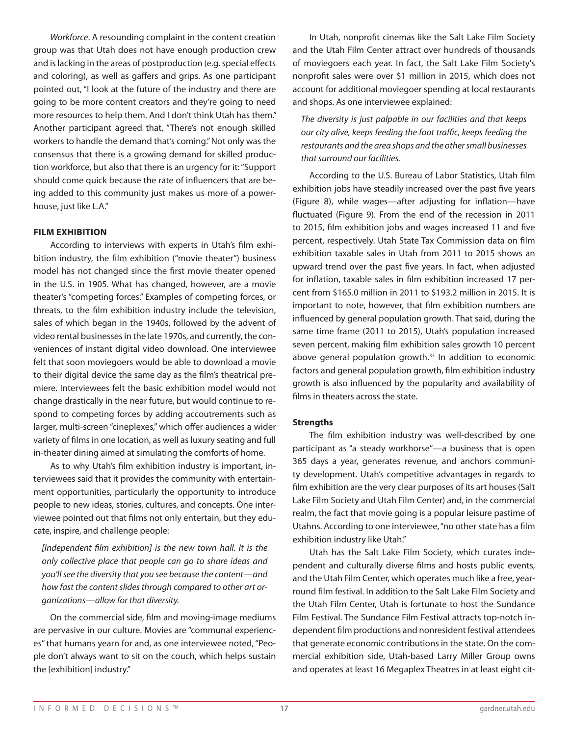*Workforce*. A resounding complaint in the content creation group was that Utah does not have enough production crew and is lacking in the areas of postproduction (e.g. special effects and coloring), as well as gaffers and grips. As one participant pointed out, "I look at the future of the industry and there are going to be more content creators and they're going to need more resources to help them. And I don't think Utah has them." Another participant agreed that, "There's not enough skilled workers to handle the demand that's coming." Not only was the consensus that there is a growing demand for skilled production workforce, but also that there is an urgency for it: "Support should come quick because the rate of influencers that are being added to this community just makes us more of a powerhouse, just like L.A."

### FILM EXHIBITION

According to interviews with experts in Utah's film exhibition industry, the film exhibition ("movie theater") business model has not changed since the first movie theater opened in the U.S. in 1905. What has changed, however, are a movie theater's "competing forces." Examples of competing forces, or threats, to the film exhibition industry include the television, sales of which began in the 1940s, followed by the advent of video rental businesses in the late 1970s, and currently, the conveniences of instant digital video download. One interviewee felt that soon moviegoers would be able to download a movie to their digital device the same day as the film's theatrical premiere. Interviewees felt the basic exhibition model would not change drastically in the near future, but would continue to respond to competing forces by adding accoutrements such as larger, multi-screen "cineplexes," which offer audiences a wider variety of films in one location, as well as luxury seating and full in-theater dining aimed at simulating the comforts of home.

As to why Utah's film exhibition industry is important, interviewees said that it provides the community with entertainment opportunities, particularly the opportunity to introduce people to new ideas, stories, cultures, and concepts. One interviewee pointed out that films not only entertain, but they educate, inspire, and challenge people:

*[Independent film exhibition] is the new town hall. It is the only collective place that people can go to share ideas and you'll see the diversity that you see because the content—and how fast the content slides through compared to other art organizations—allow for that diversity.*

On the commercial side, film and moving-image mediums are pervasive in our culture. Movies are "communal experiences" that humans yearn for and, as one interviewee noted, "People don't always want to sit on the couch, which helps sustain the [exhibition] industry."

In Utah, nonprofit cinemas like the Salt Lake Film Society and the Utah Film Center attract over hundreds of thousands of moviegoers each year. In fact, the Salt Lake Film Society's nonprofit sales were over $1 million in 2015, which does not account for additional moviegoer spending at local restaurants and shops. As one interviewee explained:

*The diversity is just palpable in our facilities and that keeps our city alive, keeps feeding the foot traffic, keeps feeding the restaurants and the area shops and the other small businesses that surround our facilities.*

According to the U.S. Bureau of Labor Statistics, Utah film exhibition jobs have steadily increased over the past five years (Figure 8), while wages—after adjusting for inflation—have fluctuated (Figure 9). From the end of the recession in 2011 to 2015, film exhibition jobs and wages increased 11 and five percent, respectively. Utah State Tax Commission data on film exhibition taxable sales in Utah from 2011 to 2015 shows an upward trend over the past five years. In fact, when adjusted for inflation, taxable sales in film exhibition increased 17 percent from $165.0 million in 2011 to $193.2 million in 2015. It is important to note, however, that film exhibition numbers are influenced by general population growth. That said, during the same time frame (2011 to 2015), Utah's population increased seven percent, making film exhibition sales growth 10 percent above general population growth.[33] In addition to economic factors and general population growth, film exhibition industry growth is also influenced by the popularity and availability of films in theaters across the state.

#### Strengths

The film exhibition industry was well-described by one participant as "a steady workhorse"—a business that is open 365 days a year, generates revenue, and anchors community development. Utah's competitive advantages in regards to film exhibition are the very clear purposes of its art houses (Salt Lake Film Society and Utah Film Center) and, in the commercial realm, the fact that movie going is a popular leisure pastime of Utahns. According to one interviewee, "no other state has a film exhibition industry like Utah."

Utah has the Salt Lake Film Society, which curates independent and culturally diverse films and hosts public events, and the Utah Film Center, which operates much like a free, year-round film festival. In addition to the Salt Lake Film Society and the Utah Film Center, Utah is fortunate to host the Sundance Film Festival. The Sundance Film Festival attracts top-notch independent film productions and nonresident festival attendees that generate economic contributions in the state. On the commercial exhibition side, Utah-based Larry Miller Group owns and operates at least 16 Megaplex Theatres in at least eight cit-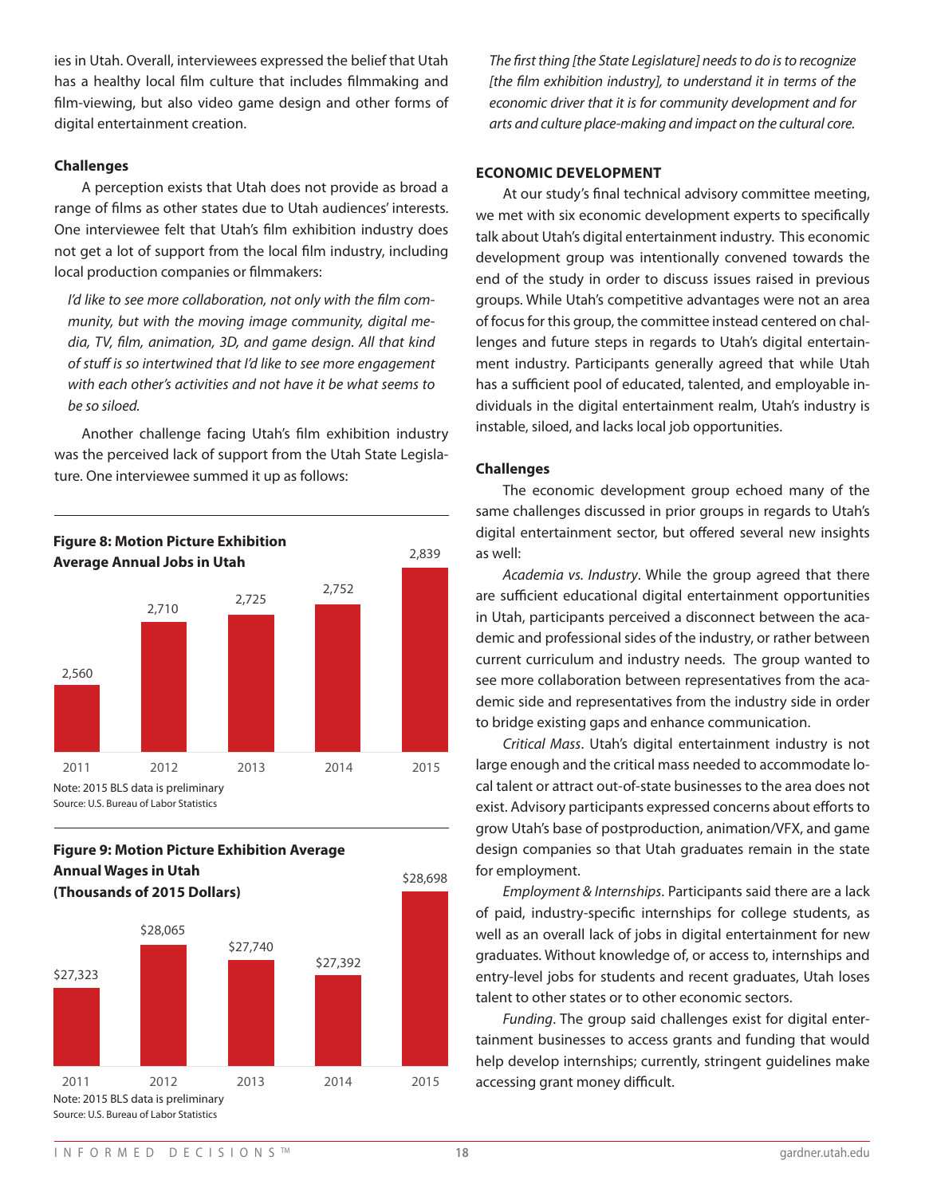ies in Utah. Overall, interviewees expressed the belief that Utah has a healthy local film culture that includes filmmaking and film-viewing, but also video game design and other forms of digital entertainment creation.

#### Challenges

A perception exists that Utah does not provide as broad a range of films as other states due to Utah audiences' interests. One interviewee felt that Utah's film exhibition industry does not get a lot of support from the local film industry, including local production companies or filmmakers:

> *I'd like to see more collaboration, not only with the film community, but with the moving image community, digital media, TV, film, animation, 3D, and game design. All that kind of stuff is so intertwined that I'd like to see more engagement with each other's activities and not have it be what seems to be so siloed.*

Another challenge facing Utah's film exhibition industry was the perceived lack of support from the Utah State Legislature. One interviewee summed it up as follows:

> *The first thing [the State Legislature] needs to do is to recognize [the film exhibition industry], to understand it in terms of the economic driver that it is for community development and for arts and culture place-making and impact on the cultural core.*

**Figure 8: Motion Picture Exhibition Average Annual Jobs in Utah**

| Year | Jobs |
|---|---|
| 2011 | 2,560 |
| 2012 | 2,710 |
| 2013 | 2,725 |
| 2014 | 2,752 |
| 2015 | 2,839 |

Note: 2015 BLS data is preliminary
Source: U.S. Bureau of Labor Statistics

**Figure 9: Motion Picture Exhibition Average Annual Wages in Utah (Thousands of 2015 Dollars)**

| Year | Wages |
|---|---|
| 2011 | $27,323 |
| 2012 | $28,065 |
| 2013 | $27,740 |
| 2014 | $27,392 |
| 2015 | $28,698 |

Note: 2015 BLS data is preliminary
Source: U.S. Bureau of Labor Statistics

### ECONOMIC DEVELOPMENT

At our study's final technical advisory committee meeting, we met with six economic development experts to specifically talk about Utah's digital entertainment industry. This economic development group was intentionally convened towards the end of the study in order to discuss issues raised in previous groups. While Utah's competitive advantages were not an area of focus for this group, the committee instead centered on challenges and future steps in regards to Utah's digital entertainment industry. Participants generally agreed that while Utah has a sufficient pool of educated, talented, and employable individuals in the digital entertainment realm, Utah's industry is instable, siloed, and lacks local job opportunities.

#### Challenges

The economic development group echoed many of the same challenges discussed in prior groups in regards to Utah's digital entertainment sector, but offered several new insights as well:

*Academia vs. Industry*. While the group agreed that there are sufficient educational digital entertainment opportunities in Utah, participants perceived a disconnect between the academic and professional sides of the industry, or rather between current curriculum and industry needs. The group wanted to see more collaboration between representatives from the academic side and representatives from the industry side in order to bridge existing gaps and enhance communication.

*Critical Mass*. Utah's digital entertainment industry is not large enough and the critical mass needed to accommodate local talent or attract out-of-state businesses to the area does not exist. Advisory participants expressed concerns about efforts to grow Utah's base of postproduction, animation/VFX, and game design companies so that Utah graduates remain in the state for employment.

*Employment & Internships*. Participants said there are a lack of paid, industry-specific internships for college students, as well as an overall lack of jobs in digital entertainment for new graduates. Without knowledge of, or access to, internships and entry-level jobs for students and recent graduates, Utah loses talent to other states or to other economic sectors.

*Funding*. The group said challenges exist for digital entertainment businesses to access grants and funding that would help develop internships; currently, stringent guidelines make accessing grant money difficult.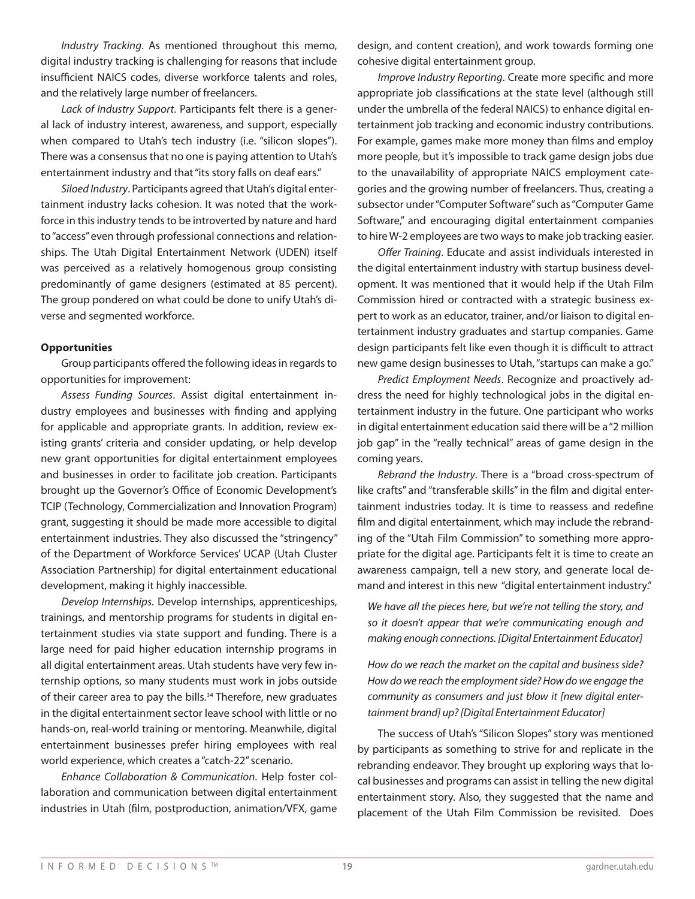*Industry Tracking*. As mentioned throughout this memo, digital industry tracking is challenging for reasons that include insufficient NAICS codes, diverse workforce talents and roles, and the relatively large number of freelancers.

*Lack of Industry Support*. Participants felt there is a general lack of industry interest, awareness, and support, especially when compared to Utah's tech industry (i.e. "silicon slopes"). There was a consensus that no one is paying attention to Utah's entertainment industry and that "its story falls on deaf ears."

*Siloed Industry*. Participants agreed that Utah's digital entertainment industry lacks cohesion. It was noted that the workforce in this industry tends to be introverted by nature and hard to "access" even through professional connections and relationships. The Utah Digital Entertainment Network (UDEN) itself was perceived as a relatively homogenous group consisting predominantly of game designers (estimated at 85 percent). The group pondered on what could be done to unify Utah's diverse and segmented workforce.

**Opportunities**

Group participants offered the following ideas in regards to opportunities for improvement:

*Assess Funding Sources*. Assist digital entertainment industry employees and businesses with finding and applying for applicable and appropriate grants. In addition, review existing grants' criteria and consider updating, or help develop new grant opportunities for digital entertainment employees and businesses in order to facilitate job creation. Participants brought up the Governor's Office of Economic Development's TCIP (Technology, Commercialization and Innovation Program) grant, suggesting it should be made more accessible to digital entertainment industries. They also discussed the "stringency" of the Department of Workforce Services' UCAP (Utah Cluster Association Partnership) for digital entertainment educational development, making it highly inaccessible.

*Develop Internships*. Develop internships, apprenticeships, trainings, and mentorship programs for students in digital entertainment studies via state support and funding. There is a large need for paid higher education internship programs in all digital entertainment areas. Utah students have very few internship options, so many students must work in jobs outside of their career area to pay the bills.[34] Therefore, new graduates in the digital entertainment sector leave school with little or no hands-on, real-world training or mentoring. Meanwhile, digital entertainment businesses prefer hiring employees with real world experience, which creates a "catch-22" scenario.

*Enhance Collaboration & Communication*. Help foster collaboration and communication between digital entertainment industries in Utah (film, postproduction, animation/VFX, game design, and content creation), and work towards forming one cohesive digital entertainment group.

*Improve Industry Reporting*. Create more specific and more appropriate job classifications at the state level (although still under the umbrella of the federal NAICS) to enhance digital entertainment job tracking and economic industry contributions. For example, games make more money than films and employ more people, but it's impossible to track game design jobs due to the unavailability of appropriate NAICS employment categories and the growing number of freelancers. Thus, creating a subsector under "Computer Software" such as "Computer Game Software," and encouraging digital entertainment companies to hire W-2 employees are two ways to make job tracking easier.

*Offer Training*. Educate and assist individuals interested in the digital entertainment industry with startup business development. It was mentioned that it would help if the Utah Film Commission hired or contracted with a strategic business expert to work as an educator, trainer, and/or liaison to digital entertainment industry graduates and startup companies. Game design participants felt like even though it is difficult to attract new game design businesses to Utah, "startups can make a go."

*Predict Employment Needs*. Recognize and proactively address the need for highly technological jobs in the digital entertainment industry in the future. One participant who works in digital entertainment education said there will be a "2 million job gap" in the "really technical" areas of game design in the coming years.

*Rebrand the Industry*. There is a "broad cross-spectrum of like crafts" and "transferable skills" in the film and digital entertainment industries today. It is time to reassess and redefine film and digital entertainment, which may include the rebranding of the "Utah Film Commission" to something more appropriate for the digital age. Participants felt it is time to create an awareness campaign, tell a new story, and generate local demand and interest in this new "digital entertainment industry."

> *We have all the pieces here, but we're not telling the story, and so it doesn't appear that we're communicating enough and making enough connections. [Digital Entertainment Educator]*

> *How do we reach the market on the capital and business side? How do we reach the employment side? How do we engage the community as consumers and just blow it [new digital entertainment brand] up? [Digital Entertainment Educator]*

The success of Utah's "Silicon Slopes" story was mentioned by participants as something to strive for and replicate in the rebranding endeavor. They brought up exploring ways that local businesses and programs can assist in telling the new digital entertainment story. Also, they suggested that the name and placement of the Utah Film Commission be revisited. Does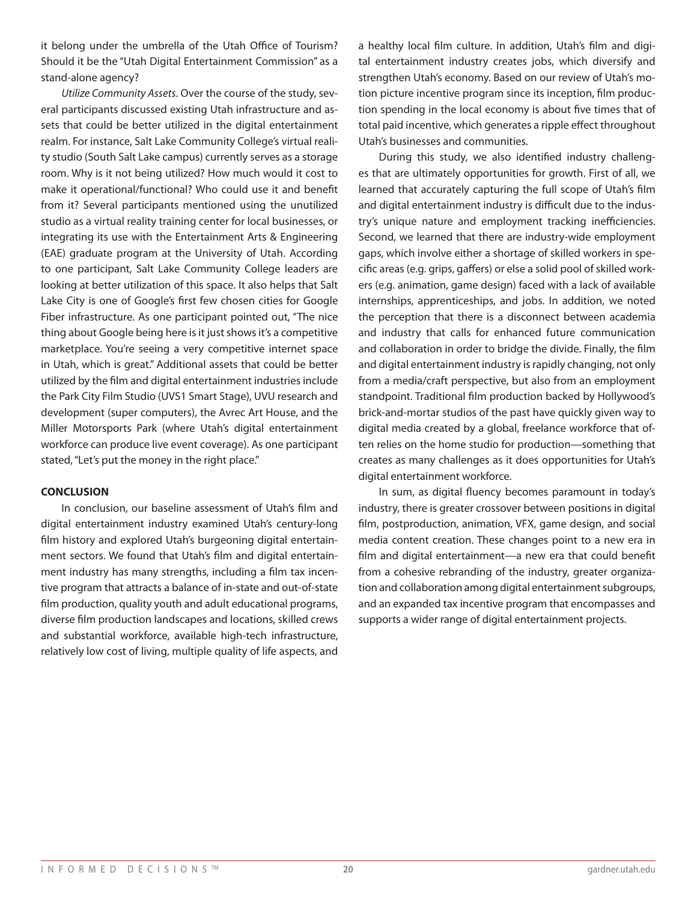it belong under the umbrella of the Utah Office of Tourism? Should it be the "Utah Digital Entertainment Commission" as a stand-alone agency?

*Utilize Community Assets*. Over the course of the study, several participants discussed existing Utah infrastructure and assets that could be better utilized in the digital entertainment realm. For instance, Salt Lake Community College's virtual reality studio (South Salt Lake campus) currently serves as a storage room. Why is it not being utilized? How much would it cost to make it operational/functional? Who could use it and benefit from it? Several participants mentioned using the unutilized studio as a virtual reality training center for local businesses, or integrating its use with the Entertainment Arts & Engineering (EAE) graduate program at the University of Utah. According to one participant, Salt Lake Community College leaders are looking at better utilization of this space. It also helps that Salt Lake City is one of Google's first few chosen cities for Google Fiber infrastructure. As one participant pointed out, "The nice thing about Google being here is it just shows it's a competitive marketplace. You're seeing a very competitive internet space in Utah, which is great." Additional assets that could be better utilized by the film and digital entertainment industries include the Park City Film Studio (UVS1 Smart Stage), UVU research and development (super computers), the Avrec Art House, and the Miller Motorsports Park (where Utah's digital entertainment workforce can produce live event coverage). As one participant stated, "Let's put the money in the right place."

## CONCLUSION

In conclusion, our baseline assessment of Utah's film and digital entertainment industry examined Utah's century-long film history and explored Utah's burgeoning digital entertainment sectors. We found that Utah's film and digital entertainment industry has many strengths, including a film tax incentive program that attracts a balance of in-state and out-of-state film production, quality youth and adult educational programs, diverse film production landscapes and locations, skilled crews and substantial workforce, available high-tech infrastructure, relatively low cost of living, multiple quality of life aspects, and a healthy local film culture. In addition, Utah's film and digital entertainment industry creates jobs, which diversify and strengthen Utah's economy. Based on our review of Utah's motion picture incentive program since its inception, film production spending in the local economy is about five times that of total paid incentive, which generates a ripple effect throughout Utah's businesses and communities.

During this study, we also identified industry challenges that are ultimately opportunities for growth. First of all, we learned that accurately capturing the full scope of Utah's film and digital entertainment industry is difficult due to the industry's unique nature and employment tracking inefficiencies. Second, we learned that there are industry-wide employment gaps, which involve either a shortage of skilled workers in specific areas (e.g. grips, gaffers) or else a solid pool of skilled workers (e.g. animation, game design) faced with a lack of available internships, apprenticeships, and jobs. In addition, we noted the perception that there is a disconnect between academia and industry that calls for enhanced future communication and collaboration in order to bridge the divide. Finally, the film and digital entertainment industry is rapidly changing, not only from a media/craft perspective, but also from an employment standpoint. Traditional film production backed by Hollywood's brick-and-mortar studios of the past have quickly given way to digital media created by a global, freelance workforce that often relies on the home studio for production—something that creates as many challenges as it does opportunities for Utah's digital entertainment workforce.

In sum, as digital fluency becomes paramount in today's industry, there is greater crossover between positions in digital film, postproduction, animation, VFX, game design, and social media content creation. These changes point to a new era in film and digital entertainment—a new era that could benefit from a cohesive rebranding of the industry, greater organization and collaboration among digital entertainment subgroups, and an expanded tax incentive program that encompasses and supports a wider range of digital entertainment projects.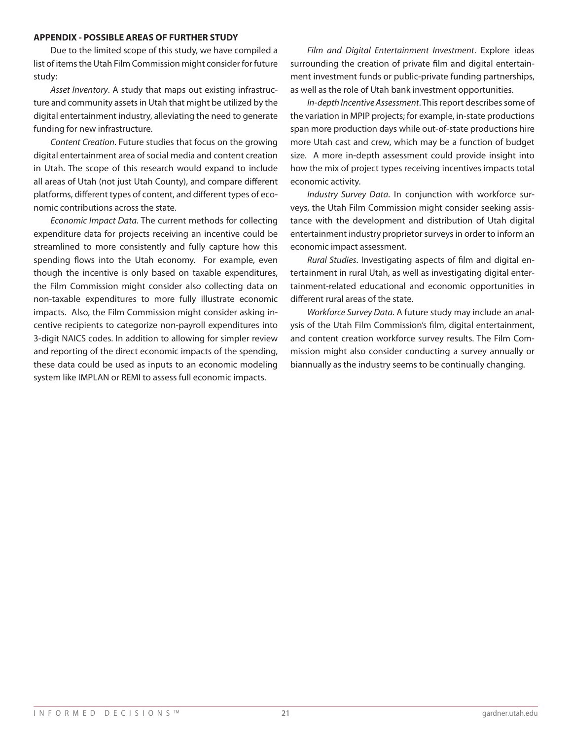## APPENDIX - POSSIBLE AREAS OF FURTHER STUDY

Due to the limited scope of this study, we have compiled a list of items the Utah Film Commission might consider for future study:

*Asset Inventory*. A study that maps out existing infrastructure and community assets in Utah that might be utilized by the digital entertainment industry, alleviating the need to generate funding for new infrastructure.

*Content Creation*. Future studies that focus on the growing digital entertainment area of social media and content creation in Utah. The scope of this research would expand to include all areas of Utah (not just Utah County), and compare different platforms, different types of content, and different types of economic contributions across the state.

*Economic Impact Data*. The current methods for collecting expenditure data for projects receiving an incentive could be streamlined to more consistently and fully capture how this spending flows into the Utah economy. For example, even though the incentive is only based on taxable expenditures, the Film Commission might consider also collecting data on non-taxable expenditures to more fully illustrate economic impacts. Also, the Film Commission might consider asking incentive recipients to categorize non-payroll expenditures into 3-digit NAICS codes. In addition to allowing for simpler review and reporting of the direct economic impacts of the spending, these data could be used as inputs to an economic modeling system like IMPLAN or REMI to assess full economic impacts.

*Film and Digital Entertainment Investment*. Explore ideas surrounding the creation of private film and digital entertainment investment funds or public-private funding partnerships, as well as the role of Utah bank investment opportunities.

*In-depth Incentive Assessment*. This report describes some of the variation in MPIP projects; for example, in-state productions span more production days while out-of-state productions hire more Utah cast and crew, which may be a function of budget size. A more in-depth assessment could provide insight into how the mix of project types receiving incentives impacts total economic activity.

*Industry Survey Data*. In conjunction with workforce surveys, the Utah Film Commission might consider seeking assistance with the development and distribution of Utah digital entertainment industry proprietor surveys in order to inform an economic impact assessment.

*Rural Studies*. Investigating aspects of film and digital entertainment in rural Utah, as well as investigating digital entertainment-related educational and economic opportunities in different rural areas of the state.

*Workforce Survey Data*. A future study may include an analysis of the Utah Film Commission's film, digital entertainment, and content creation workforce survey results. The Film Commission might also consider conducting a survey annually or biannually as the industry seems to be continually changing.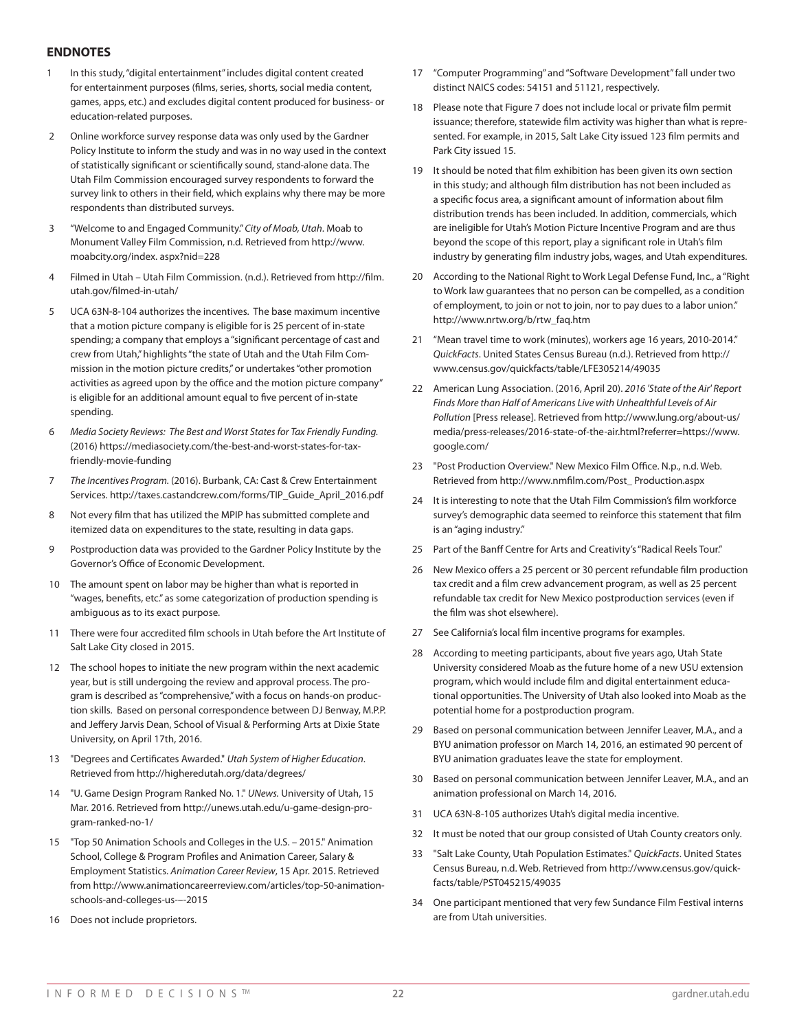## ENDNOTES

1. In this study, "digital entertainment" includes digital content created for entertainment purposes (films, series, shorts, social media content, games, apps, etc.) and excludes digital content produced for business- or education-related purposes.

2. Online workforce survey response data was only used by the Gardner Policy Institute to inform the study and was in no way used in the context of statistically significant or scientifically sound, stand-alone data. The Utah Film Commission encouraged survey respondents to forward the survey link to others in their field, which explains why there may be more respondents than distributed surveys.

3. "Welcome to and Engaged Community." *City of Moab, Utah*. Moab to Monument Valley Film Commission, n.d. Retrieved from http://www.moabcity.org/index. aspx?nid=228

4. Filmed in Utah – Utah Film Commission. (n.d.). Retrieved from http://film.utah.gov/filmed-in-utah/

5. UCA 63N-8-104 authorizes the incentives. The base maximum incentive that a motion picture company is eligible for is 25 percent of in-state spending; a company that employs a "significant percentage of cast and crew from Utah," highlights "the state of Utah and the Utah Film Commission in the motion picture credits," or undertakes "other promotion activities as agreed upon by the office and the motion picture company" is eligible for an additional amount equal to five percent of in-state spending.

6. *Media Society Reviews: The Best and Worst States for Tax Friendly Funding.* (2016) https://mediasociety.com/the-best-and-worst-states-for-tax-friendly-movie-funding

7. *The Incentives Program.* (2016). Burbank, CA: Cast & Crew Entertainment Services. http://taxes.castandcrew.com/forms/TIP_Guide_April_2016.pdf

8. Not every film that has utilized the MPIP has submitted complete and itemized data on expenditures to the state, resulting in data gaps.

9. Postproduction data was provided to the Gardner Policy Institute by the Governor's Office of Economic Development.

10. The amount spent on labor may be higher than what is reported in "wages, benefits, etc." as some categorization of production spending is ambiguous as to its exact purpose.

11. There were four accredited film schools in Utah before the Art Institute of Salt Lake City closed in 2015.

12. The school hopes to initiate the new program within the next academic year, but is still undergoing the review and approval process. The program is described as "comprehensive," with a focus on hands-on production skills. Based on personal correspondence between DJ Benway, M.P.P. and Jeffery Jarvis Dean, School of Visual & Performing Arts at Dixie State University, on April 17th, 2016.

13. "Degrees and Certificates Awarded." *Utah System of Higher Education*. Retrieved from http://higheredutah.org/data/degrees/

14. "U. Game Design Program Ranked No. 1." *UNews.* University of Utah, 15 Mar. 2016. Retrieved from http://unews.utah.edu/u-game-design-program-ranked-no-1/

15. "Top 50 Animation Schools and Colleges in the U.S. – 2015." Animation School, College & Program Profiles and Animation Career, Salary & Employment Statistics. *Animation Career Review*, 15 Apr. 2015. Retrieved from http://www.animationcareerreview.com/articles/top-50-animation-schools-and-colleges-us-–-2015

16. Does not include proprietors.

17. "Computer Programming" and "Software Development" fall under two distinct NAICS codes: 54151 and 51121, respectively.

18. Please note that Figure 7 does not include local or private film permit issuance; therefore, statewide film activity was higher than what is represented. For example, in 2015, Salt Lake City issued 123 film permits and Park City issued 15.

19. It should be noted that film exhibition has been given its own section in this study; and although film distribution has not been included as a specific focus area, a significant amount of information about film distribution trends has been included. In addition, commercials, which are ineligible for Utah's Motion Picture Incentive Program and are thus beyond the scope of this report, play a significant role in Utah's film industry by generating film industry jobs, wages, and Utah expenditures.

20. According to the National Right to Work Legal Defense Fund, Inc., a "Right to Work law guarantees that no person can be compelled, as a condition of employment, to join or not to join, nor to pay dues to a labor union." http://www.nrtw.org/b/rtw_faq.htm

21. "Mean travel time to work (minutes), workers age 16 years, 2010-2014." *QuickFacts*. United States Census Bureau (n.d.). Retrieved from http://www.census.gov/quickfacts/table/LFE305214/49035

22. American Lung Association. (2016, April 20). *2016 'State of the Air' Report Finds More than Half of Americans Live with Unhealthful Levels of Air Pollution* [Press release]. Retrieved from http://www.lung.org/about-us/media/press-releases/2016-state-of-the-air.html?referrer=https://www.google.com/

23. "Post Production Overview." New Mexico Film Office. N.p., n.d. Web. Retrieved from http://www.nmfilm.com/Post_ Production.aspx

24. It is interesting to note that the Utah Film Commission's film workforce survey's demographic data seemed to reinforce this statement that film is an "aging industry."

25. Part of the Banff Centre for Arts and Creativity's "Radical Reels Tour."

26. New Mexico offers a 25 percent or 30 percent refundable film production tax credit and a film crew advancement program, as well as 25 percent refundable tax credit for New Mexico postproduction services (even if the film was shot elsewhere).

27. See California's local film incentive programs for examples.

28. According to meeting participants, about five years ago, Utah State University considered Moab as the future home of a new USU extension program, which would include film and digital entertainment educational opportunities. The University of Utah also looked into Moab as the potential home for a postproduction program.

29. Based on personal communication between Jennifer Leaver, M.A., and a BYU animation professor on March 14, 2016, an estimated 90 percent of BYU animation graduates leave the state for employment.

30. Based on personal communication between Jennifer Leaver, M.A., and an animation professional on March 14, 2016.

31. UCA 63N-8-105 authorizes Utah's digital media incentive.

32. It must be noted that our group consisted of Utah County creators only.

33. "Salt Lake County, Utah Population Estimates." *QuickFacts*. United States Census Bureau, n.d. Web. Retrieved from http://www.census.gov/quickfacts/table/PST045215/49035

34. One participant mentioned that very few Sundance Film Festival interns are from Utah universities.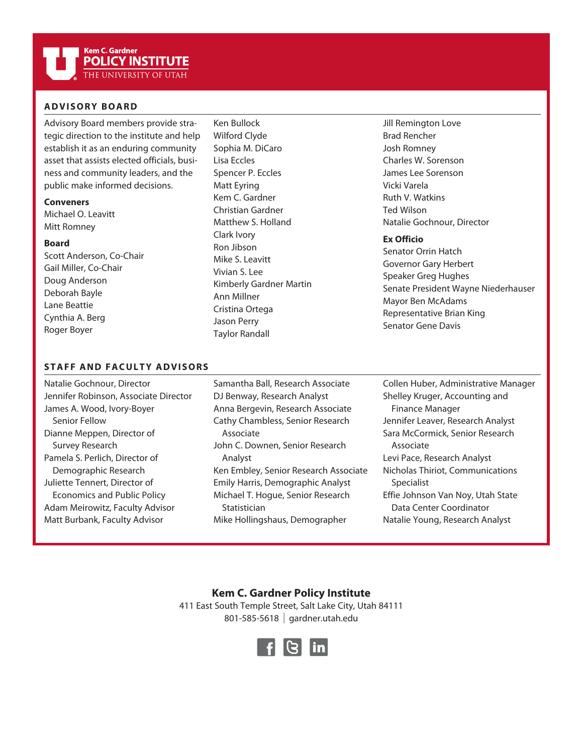Kem C. Gardner
**POLICY INSTITUTE**
THE UNIVERSITY OF UTAH

## ADVISORY BOARD

Advisory Board members provide strategic direction to the institute and help establish it as an enduring community asset that assists elected officials, business and community leaders, and the public make informed decisions.

**Conveners**
Michael O. Leavitt
Mitt Romney

**Board**
Scott Anderson, Co-Chair
Gail Miller, Co-Chair
Doug Anderson
Deborah Bayle
Lane Beattie
Cynthia A. Berg
Roger Boyer
Ken Bullock
Wilford Clyde
Sophia M. DiCaro
Lisa Eccles
Spencer P. Eccles
Matt Eyring
Kem C. Gardner
Christian Gardner
Matthew S. Holland
Clark Ivory
Ron Jibson
Mike S. Leavitt
Vivian S. Lee
Kimberly Gardner Martin
Ann Millner
Cristina Ortega
Jason Perry
Taylor Randall
Jill Remington Love
Brad Rencher
Josh Romney
Charles W. Sorenson
James Lee Sorenson
Vicki Varela
Ruth V. Watkins
Ted Wilson
Natalie Gochnour, Director

**Ex Officio**
Senator Orrin Hatch
Governor Gary Herbert
Speaker Greg Hughes
Senate President Wayne Niederhauser
Mayor Ben McAdams
Representative Brian King
Senator Gene Davis

## STAFF AND FACULTY ADVISORS

Natalie Gochnour, Director
Jennifer Robinson, Associate Director
James A. Wood, Ivory-Boyer Senior Fellow
Dianne Meppen, Director of Survey Research
Pamela S. Perlich, Director of Demographic Research
Juliette Tennert, Director of Economics and Public Policy
Adam Meirowitz, Faculty Advisor
Matt Burbank, Faculty Advisor
Samantha Ball, Research Associate
DJ Benway, Research Analyst
Anna Bergevin, Research Associate
Cathy Chambless, Senior Research Associate
John C. Downen, Senior Research Analyst
Ken Embley, Senior Research Associate
Emily Harris, Demographic Analyst
Michael T. Hogue, Senior Research Statistician
Mike Hollingshaus, Demographer
Collen Huber, Administrative Manager
Shelley Kruger, Accounting and Finance Manager
Jennifer Leaver, Research Analyst
Sara McCormick, Senior Research Associate
Levi Pace, Research Analyst
Nicholas Thiriot, Communications Specialist
Effie Johnson Van Noy, Utah State Data Center Coordinator
Natalie Young, Research Analyst

**Kem C. Gardner Policy Institute**
411 East South Temple Street, Salt Lake City, Utah 84111
801-585-5618 | gardner.utah.edu